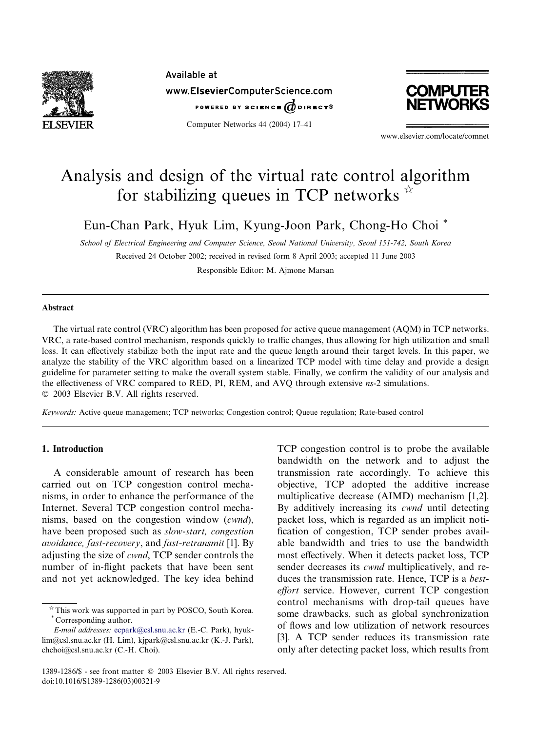# Analysis and design of the virtual rate control algorithm for stabilizing queues in TCP networks ☆

Eun-Chan Park, Hyuk Lim, Kyung-Joon Park, Chong-Ho Choi *

*School of Electrical Engineering and Computer Science, Seoul National University, Seoul 151-742, South Korea*

Received 24 October 2002; received in revised form 8 April 2003; accepted 11 June 2003

Responsible Editor: M. Ajmone Marsan

## Abstract

The virtual rate control (VRC) algorithm has been proposed for active queue management (AQM) in TCP networks. VRC, a rate-based control mechanism, responds quickly to traffic changes, thus allowing for high utilization and small loss. It can effectively stabilize both the input rate and the queue length around their target levels. In this paper, we analyze the stability of the VRC algorithm based on a linearized TCP model with time delay and provide a design guideline for parameter setting to make the overall system stable. Finally, we confirm the validity of our analysis and the effectiveness of VRC compared to RED, PI, REM, and AVQ through extensive *ns*-2 simulations.

© 2003 Elsevier B.V. All rights reserved.

*Keywords:* Active queue management; TCP networks; Congestion control; Queue regulation; Rate-based control

## 1. Introduction

A considerable amount of research has been carried out on TCP congestion control mechanisms, in order to enhance the performance of the Internet. Several TCP congestion control mechanisms, based on the congestion window (*cwnd*), have been proposed such as *slow-start, congestion avoidance, fast-recovery*, and *fast-retransmit* [1]. By adjusting the size of *cwnd*, TCP sender controls the number of in-flight packets that have been sent and not yet acknowledged. The key idea behind TCP congestion control is to probe the available bandwidth on the network and to adjust the transmission rate accordingly. To achieve this objective, TCP adopted the additive increase multiplicative decrease (AIMD) mechanism [1,2]. By additively increasing its *cwnd* until detecting packet loss, which is regarded as an implicit notification of congestion, TCP sender probes available bandwidth and tries to use the bandwidth most effectively. When it detects packet loss, TCP sender decreases its *cwnd* multiplicatively, and reduces the transmission rate. Hence, TCP is a *best-effort* service. However, current TCP congestion control mechanisms with drop-tail queues have some drawbacks, such as global synchronization of flows and low utilization of network resources [3]. A TCP sender reduces its transmission rate only after detecting packet loss, which results from

☆ This work was supported in part by POSCO, South Korea.

\* Corresponding author.

*E-mail addresses:* ecpark@csl.snu.ac.kr (E.-C. Park), hyuklim@csl.snu.ac.kr (H. Lim), kjpark@csl.snu.ac.kr (K.-J. Park), chchoi@csl.snu.ac.kr (C.-H. Choi).

1389-1286/$ - see front matter © 2003 Elsevier B.V. All rights reserved.
doi:10.1016/S1389-1286(03)00321-9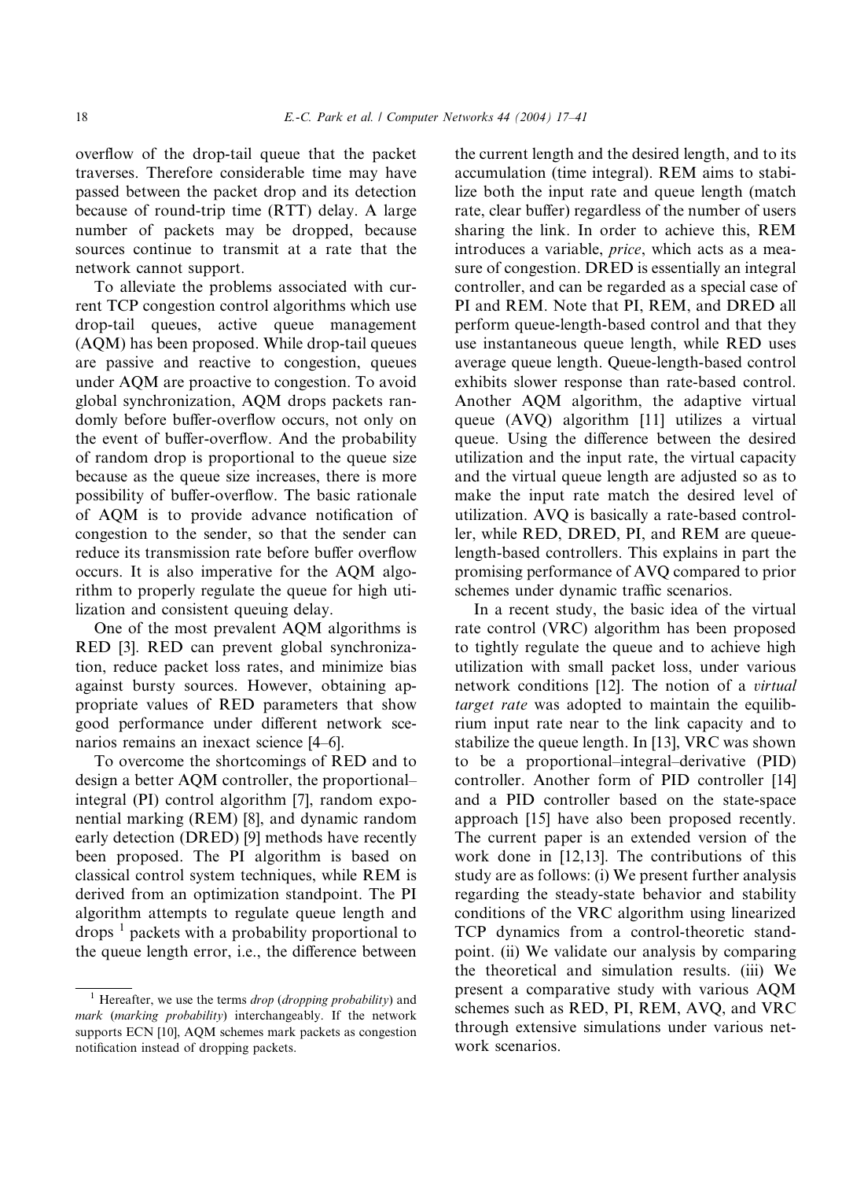overflow of the drop-tail queue that the packet traverses. Therefore considerable time may have passed between the packet drop and its detection because of round-trip time (RTT) delay. A large number of packets may be dropped, because sources continue to transmit at a rate that the network cannot support.

To alleviate the problems associated with current TCP congestion control algorithms which use drop-tail queues, active queue management (AQM) has been proposed. While drop-tail queues are passive and reactive to congestion, queues under AQM are proactive to congestion. To avoid global synchronization, AQM drops packets randomly before buffer-overflow occurs, not only on the event of buffer-overflow. And the probability of random drop is proportional to the queue size because as the queue size increases, there is more possibility of buffer-overflow. The basic rationale of AQM is to provide advance notification of congestion to the sender, so that the sender can reduce its transmission rate before buffer overflow occurs. It is also imperative for the AQM algorithm to properly regulate the queue for high utilization and consistent queuing delay.

One of the most prevalent AQM algorithms is RED [3]. RED can prevent global synchronization, reduce packet loss rates, and minimize bias against bursty sources. However, obtaining appropriate values of RED parameters that show good performance under different network scenarios remains an inexact science [4–6].

To overcome the shortcomings of RED and to design a better AQM controller, the proportional–integral (PI) control algorithm [7], random exponential marking (REM) [8], and dynamic random early detection (DRED) [9] methods have recently been proposed. The PI algorithm is based on classical control system techniques, while REM is derived from an optimization standpoint. The PI algorithm attempts to regulate queue length and drops [1] packets with a probability proportional to the queue length error, i.e., the difference between the current length and the desired length, and to its accumulation (time integral). REM aims to stabilize both the input rate and queue length (match rate, clear buffer) regardless of the number of users sharing the link. In order to achieve this, REM introduces a variable, *price*, which acts as a measure of congestion. DRED is essentially an integral controller, and can be regarded as a special case of PI and REM. Note that PI, REM, and DRED all perform queue-length-based control and that they use instantaneous queue length, while RED uses average queue length. Queue-length-based control exhibits slower response than rate-based control. Another AQM algorithm, the adaptive virtual queue (AVQ) algorithm [11] utilizes a virtual queue. Using the difference between the desired utilization and the input rate, the virtual capacity and the virtual queue length are adjusted so as to make the input rate match the desired level of utilization. AVQ is basically a rate-based controller, while RED, DRED, PI, and REM are queue-length-based controllers. This explains in part the promising performance of AVQ compared to prior schemes under dynamic traffic scenarios.

In a recent study, the basic idea of the virtual rate control (VRC) algorithm has been proposed to tightly regulate the queue and to achieve high utilization with small packet loss, under various network conditions [12]. The notion of a *virtual target rate* was adopted to maintain the equilibrium input rate near to the link capacity and to stabilize the queue length. In [13], VRC was shown to be a proportional–integral–derivative (PID) controller. Another form of PID controller [14] and a PID controller based on the state-space approach [15] have also been proposed recently. The current paper is an extended version of the work done in [12,13]. The contributions of this study are as follows: (i) We present further analysis regarding the steady-state behavior and stability conditions of the VRC algorithm using linearized TCP dynamics from a control-theoretic standpoint. (ii) We validate our analysis by comparing the theoretical and simulation results. (iii) We present a comparative study with various AQM schemes such as RED, PI, REM, AVQ, and VRC through extensive simulations under various network scenarios.

[1] Hereafter, we use the terms *drop* (*dropping probability*) and *mark* (*marking probability*) interchangeably. If the network supports ECN [10], AQM schemes mark packets as congestion notification instead of dropping packets.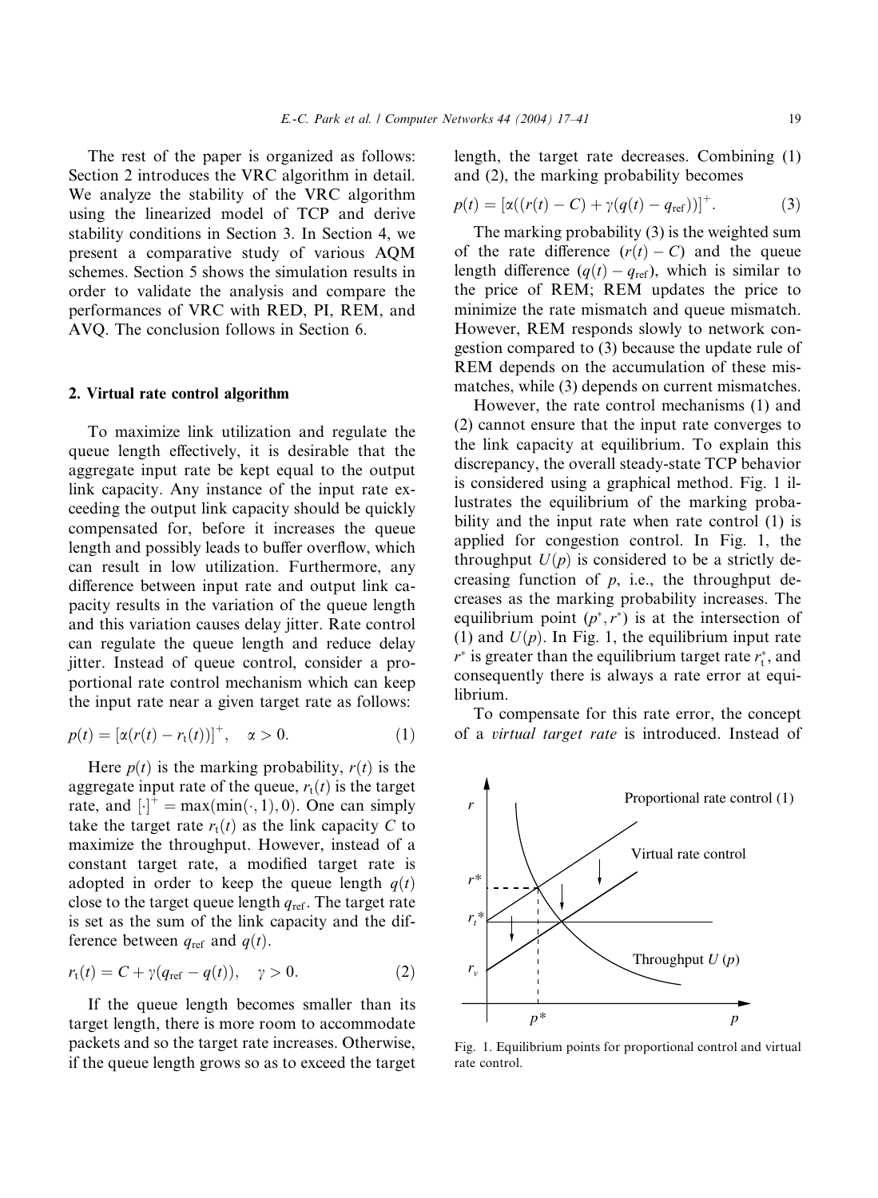The rest of the paper is organized as follows: Section 2 introduces the VRC algorithm in detail. We analyze the stability of the VRC algorithm using the linearized model of TCP and derive stability conditions in Section 3. In Section 4, we present a comparative study of various AQM schemes. Section 5 shows the simulation results in order to validate the analysis and compare the performances of VRC with RED, PI, REM, and AVQ. The conclusion follows in Section 6.

## 2. Virtual rate control algorithm

To maximize link utilization and regulate the queue length effectively, it is desirable that the aggregate input rate be kept equal to the output link capacity. Any instance of the input rate exceeding the output link capacity should be quickly compensated for, before it increases the queue length and possibly leads to buffer overflow, which can result in low utilization. Furthermore, any difference between input rate and output link capacity results in the variation of the queue length and this variation causes delay jitter. Rate control can regulate the queue length and reduce delay jitter. Instead of queue control, consider a proportional rate control mechanism which can keep the input rate near a given target rate as follows:

$$p(t) = [\alpha(r(t) - r_t(t))]^+, \quad \alpha > 0. \tag{1}$$

Here $p(t)$ is the marking probability, $r(t)$ is the aggregate input rate of the queue, $r_t(t)$ is the target rate, and $[\cdot]^+ = \max(\min(\cdot, 1), 0)$. One can simply take the target rate $r_t(t)$ as the link capacity $C$ to maximize the throughput. However, instead of a constant target rate, a modified target rate is adopted in order to keep the queue length $q(t)$ close to the target queue length $q_{\text{ref}}$. The target rate is set as the sum of the link capacity and the difference between $q_{\text{ref}}$ and $q(t)$.

$$r_t(t) = C + \gamma(q_{\text{ref}} - q(t)), \quad \gamma > 0. \tag{2}$$

If the queue length becomes smaller than its target length, there is more room to accommodate packets and so the target rate increases. Otherwise, if the queue length grows so as to exceed the target length, the target rate decreases. Combining (1) and (2), the marking probability becomes

$$p(t) = [\alpha((r(t) - C) + \gamma(q(t) - q_{\text{ref}}))]^+. \tag{3}$$

The marking probability (3) is the weighted sum of the rate difference $(r(t) - C)$ and the queue length difference $(q(t) - q_{\text{ref}})$, which is similar to the price of REM; REM updates the price to minimize the rate mismatch and queue mismatch. However, REM responds slowly to network congestion compared to (3) because the update rule of REM depends on the accumulation of these mismatches, while (3) depends on current mismatches.

However, the rate control mechanisms (1) and (2) cannot ensure that the input rate converges to the link capacity at equilibrium. To explain this discrepancy, the overall steady-state TCP behavior is considered using a graphical method. Fig. 1 illustrates the equilibrium of the marking probability and the input rate when rate control (1) is applied for congestion control. In Fig. 1, the throughput $U(p)$ is considered to be a strictly decreasing function of $p$, i.e., the throughput decreases as the marking probability increases. The equilibrium point $(p^*, r^*)$ is at the intersection of (1) and $U(p)$. In Fig. 1, the equilibrium input rate $r^*$ is greater than the equilibrium target rate $r_t^*$, and consequently there is always a rate error at equilibrium.

To compensate for this rate error, the concept of a *virtual target rate* is introduced. Instead of

Fig. 1. Equilibrium points for proportional control and virtual rate control.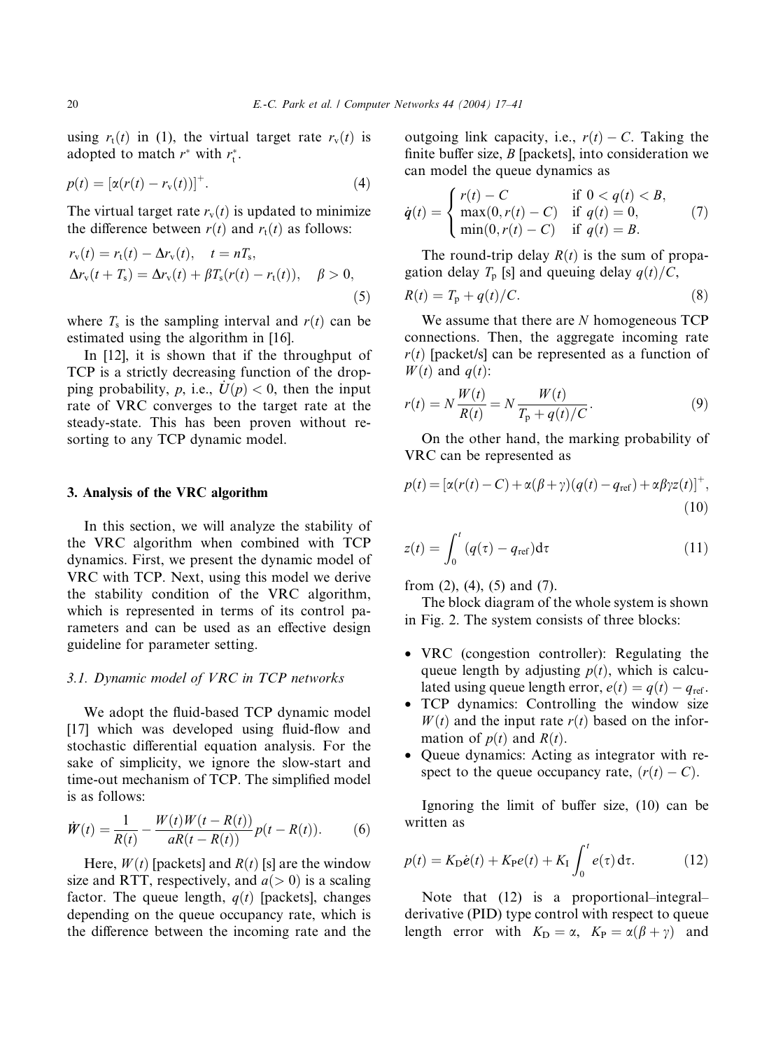using $r_t(t)$ in (1), the virtual target rate $r_v(t)$ is adopted to match $r^*$ with $r_t^*$.

$$p(t) = [\alpha(r(t) - r_v(t))]^+. \tag{4}$$

The virtual target rate $r_v(t)$ is updated to minimize the difference between $r(t)$ and $r_t(t)$ as follows:

$$\begin{aligned} r_v(t) &= r_t(t) - \Delta r_v(t), \quad t = nT_s, \\ \Delta r_v(t + T_s) &= \Delta r_v(t) + \beta T_s(r(t) - r_t(t)), \quad \beta > 0, \end{aligned} \tag{5}$$

where $T_s$ is the sampling interval and $r(t)$ can be estimated using the algorithm in [16].

In [12], it is shown that if the throughput of TCP is a strictly decreasing function of the dropping probability, $p$, i.e., $\dot{U}(p) < 0$, then the input rate of VRC converges to the target rate at the steady-state. This has been proven without resorting to any TCP dynamic model.

## 3. Analysis of the VRC algorithm

In this section, we will analyze the stability of the VRC algorithm when combined with TCP dynamics. First, we present the dynamic model of VRC with TCP. Next, using this model we derive the stability condition of the VRC algorithm, which is represented in terms of its control parameters and can be used as an effective design guideline for parameter setting.

### 3.1. Dynamic model of VRC in TCP networks

We adopt the fluid-based TCP dynamic model [17] which was developed using fluid-flow and stochastic differential equation analysis. For the sake of simplicity, we ignore the slow-start and time-out mechanism of TCP. The simplified model is as follows:

$$\dot{W}(t) = \frac{1}{R(t)} - \frac{W(t)W(t - R(t))}{aR(t - R(t))} p(t - R(t)). \tag{6}$$

Here, $W(t)$ [packets] and $R(t)$ [s] are the window size and RTT, respectively, and $a(> 0)$ is a scaling factor. The queue length, $q(t)$ [packets], changes depending on the queue occupancy rate, which is the difference between the incoming rate and the outgoing link capacity, i.e., $r(t) - C$. Taking the finite buffer size, $B$ [packets], into consideration we can model the queue dynamics as

$$\dot{q}(t) = \begin{cases} r(t) - C & \text{if } 0 < q(t) < B, \\ \max(0, r(t) - C) & \text{if } q(t) = 0, \\ \min(0, r(t) - C) & \text{if } q(t) = B. \end{cases} \tag{7}$$

The round-trip delay $R(t)$ is the sum of propagation delay $T_p$ [s] and queuing delay $q(t)/C$,

$$R(t) = T_p + q(t)/C. \tag{8}$$

We assume that there are $N$ homogeneous TCP connections. Then, the aggregate incoming rate $r(t)$ [packet/s] can be represented as a function of $W(t)$ and $q(t)$:

$$r(t) = N\frac{W(t)}{R(t)} = N\frac{W(t)}{T_p + q(t)/C}. \tag{9}$$

On the other hand, the marking probability of VRC can be represented as

$$p(t) = [\alpha(r(t) - C) + \alpha(\beta + \gamma)(q(t) - q_{\text{ref}}) + \alpha\beta\gamma z(t)]^+, \tag{10}$$

$$z(t) = \int_0^t (q(\tau) - q_{\text{ref}}) \mathrm{d}\tau \tag{11}$$

from (2), (4), (5) and (7).

The block diagram of the whole system is shown in Fig. 2. The system consists of three blocks:

- VRC (congestion controller): Regulating the queue length by adjusting $p(t)$, which is calculated using queue length error, $e(t) = q(t) - q_{\text{ref}}$.
- TCP dynamics: Controlling the window size $W(t)$ and the input rate $r(t)$ based on the information of $p(t)$ and $R(t)$.
- Queue dynamics: Acting as integrator with respect to the queue occupancy rate, $(r(t) - C)$.

Ignoring the limit of buffer size, (10) can be written as

$$p(t) = K_D\dot{e}(t) + K_P e(t) + K_I \int_0^t e(\tau)\,\mathrm{d}\tau. \tag{12}$$

Note that (12) is a proportional–integral–derivative (PID) type control with respect to queue length error with $K_D = \alpha$, $K_P = \alpha(\beta + \gamma)$ and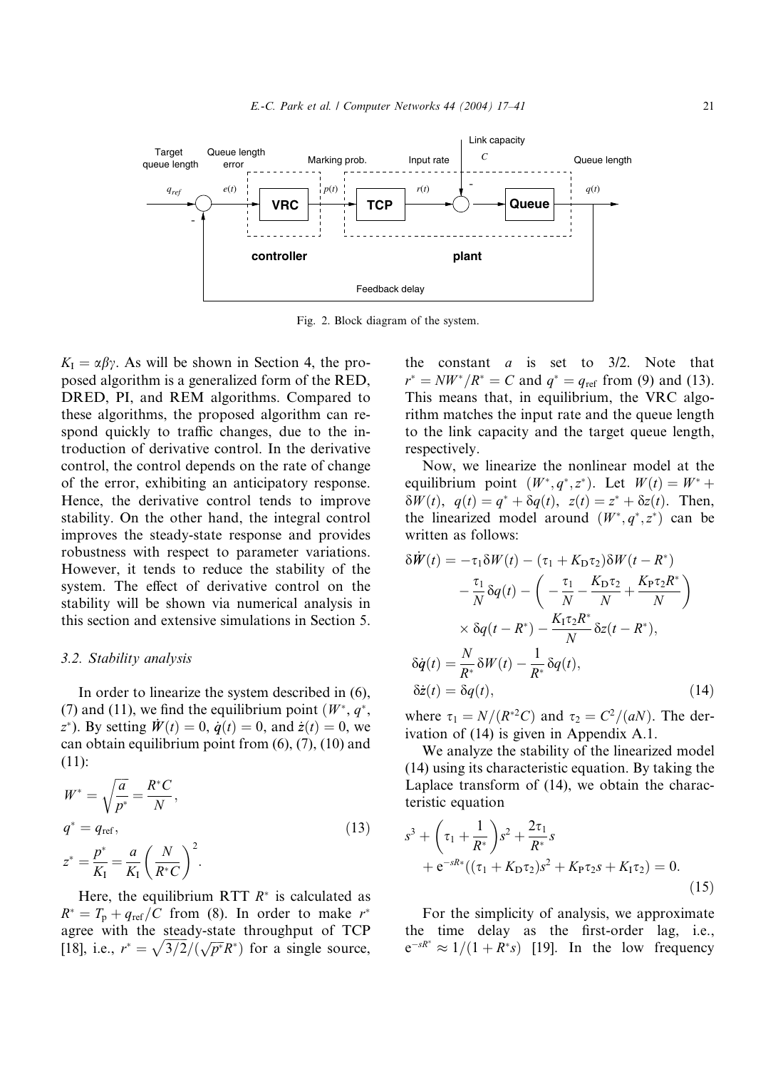Fig. 2. Block diagram of the system.

$K_I = \alpha\beta\gamma$. As will be shown in Section 4, the proposed algorithm is a generalized form of the RED, DRED, PI, and REM algorithms. Compared to these algorithms, the proposed algorithm can respond quickly to traffic changes, due to the introduction of derivative control. In the derivative control, the control depends on the rate of change of the error, exhibiting an anticipatory response. Hence, the derivative control tends to improve stability. On the other hand, the integral control improves the steady-state response and provides robustness with respect to parameter variations. However, it tends to reduce the stability of the system. The effect of derivative control on the stability will be shown via numerical analysis in this section and extensive simulations in Section 5.

### 3.2. Stability analysis

In order to linearize the system described in (6), (7) and (11), we find the equilibrium point $(W^*, q^*, z^*)$. By setting $\dot{W}(t) = 0$, $\dot{q}(t) = 0$, and $\dot{z}(t) = 0$, we can obtain equilibrium point from (6), (7), (10) and (11):

$$
\begin{aligned}
W^* &= \sqrt{\frac{a}{p^*}} = \frac{R^*C}{N}, \\
q^* &= q_{\mathrm{ref}}, \\
z^* &= \frac{p^*}{K_I} = \frac{a}{K_I}\left(\frac{N}{R^*C}\right)^2.
\end{aligned}
\tag{13}
$$

Here, the equilibrium RTT $R^*$ is calculated as $R^* = T_p + q_{\mathrm{ref}}/C$ from (8). In order to make $r^*$ agree with the steady-state throughput of TCP [18], i.e., $r^* = \sqrt{3/2}/(\sqrt{p^*}R^*)$ for a single source, the constant $a$ is set to 3/2. Note that $r^* = NW^*/R^* = C$ and $q^* = q_{\mathrm{ref}}$ from (9) and (13). This means that, in equilibrium, the VRC algorithm matches the input rate and the queue length to the link capacity and the target queue length, respectively.

Now, we linearize the nonlinear model at the equilibrium point $(W^*, q^*, z^*)$. Let $W(t) = W^* + \delta W(t)$, $q(t) = q^* + \delta q(t)$, $z(t) = z^* + \delta z(t)$. Then, the linearized model around $(W^*, q^*, z^*)$ can be written as follows:

$$
\begin{aligned}
\delta\dot{W}(t) &= -\tau_1 \delta W(t) - (\tau_1 + K_D\tau_2)\delta W(t - R^*) \\
&\quad - \frac{\tau_1}{N}\delta q(t) - \left(-\frac{\tau_1}{N} - \frac{K_D\tau_2}{N} + \frac{K_P\tau_2 R^*}{N}\right) \\
&\quad \times \delta q(t - R^*) - \frac{K_I\tau_2 R^*}{N}\delta z(t - R^*), \\
\delta\dot{q}(t) &= \frac{N}{R^*}\delta W(t) - \frac{1}{R^*}\delta q(t), \\
\delta\dot{z}(t) &= \delta q(t),
\end{aligned}
\tag{14}
$$

where $\tau_1 = N/(R^{*2}C)$ and $\tau_2 = C^2/(aN)$. The derivation of (14) is given in Appendix A.1.

We analyze the stability of the linearized model (14) using its characteristic equation. By taking the Laplace transform of (14), we obtain the characteristic equation

$$
s^3 + \left(\tau_1 + \frac{1}{R^*}\right)s^2 + \frac{2\tau_1}{R^*}s + e^{-sR^*}\left((\tau_1 + K_D\tau_2)s^2 + K_P\tau_2 s + K_I\tau_2\right) = 0.
\tag{15}
$$

For the simplicity of analysis, we approximate the time delay as the first-order lag, i.e., $e^{-sR^*} \approx 1/(1 + R^*s)$ [19]. In the low frequency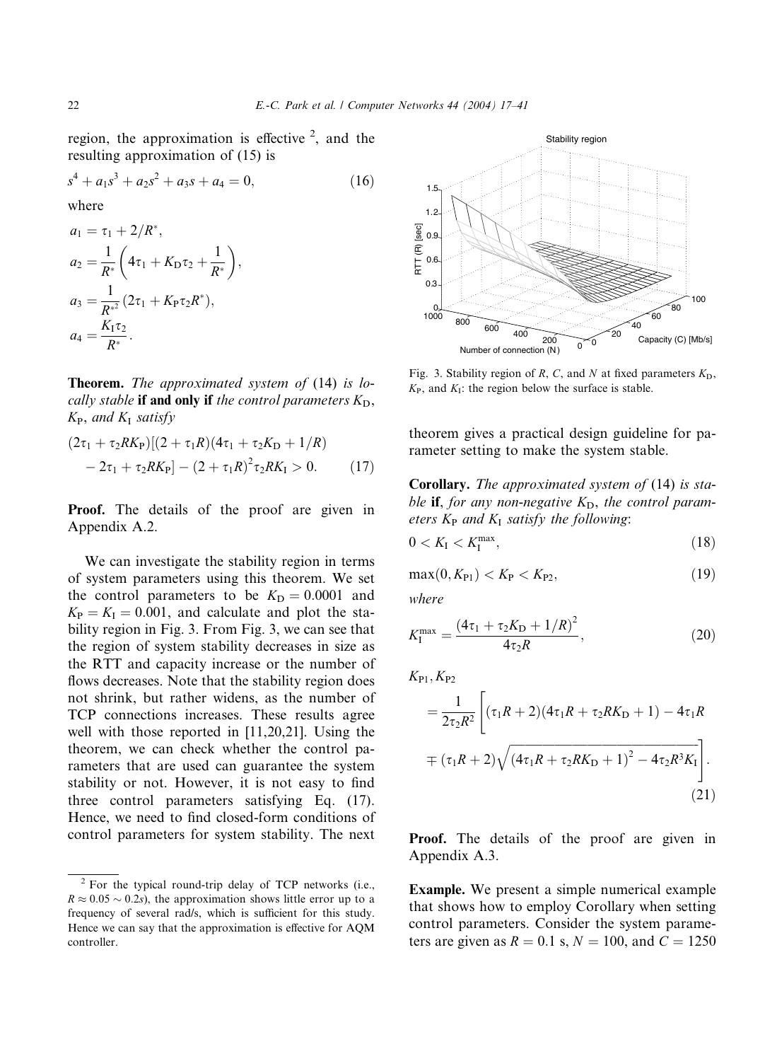region, the approximation is effective [2], and the resulting approximation of (15) is

$$s^4 + a_1 s^3 + a_2 s^2 + a_3 s + a_4 = 0, \tag{16}$$

where

$$a_1 = \tau_1 + 2/R^*,$$

$$a_2 = \frac{1}{R^*}\left(4\tau_1 + K_D\tau_2 + \frac{1}{R^*}\right),$$

$$a_3 = \frac{1}{R^{*2}}(2\tau_1 + K_P\tau_2 R^*),$$

$$a_4 = \frac{K_I\tau_2}{R^*}.$$

**Theorem.** *The approximated system of* (14) *is locally stable* **if and only if** *the control parameters* $K_D$, $K_P$, *and* $K_I$ *satisfy*

$$(2\tau_1 + \tau_2 R K_P)[(2 + \tau_1 R)(4\tau_1 + \tau_2 K_D + 1/R) - 2\tau_1 + \tau_2 R K_P] - (2 + \tau_1 R)^2 \tau_2 R K_I > 0. \tag{17}$$

**Proof.** The details of the proof are given in Appendix A.2.

We can investigate the stability region in terms of system parameters using this theorem. We set the control parameters to be $K_D = 0.0001$ and $K_P = K_I = 0.001$, and calculate and plot the stability region in Fig. 3. From Fig. 3, we can see that the region of system stability decreases in size as the RTT and capacity increase or the number of flows decreases. Note that the stability region does not shrink, but rather widens, as the number of TCP connections increases. These results agree well with those reported in [11,20,21]. Using the theorem, we can check whether the control parameters that are used can guarantee the system stability or not. However, it is not easy to find three control parameters satisfying Eq. (17). Hence, we need to find closed-form conditions of control parameters for system stability. The next theorem gives a practical design guideline for parameter setting to make the system stable.

Fig. 3. Stability region of $R$, $C$, and $N$ at fixed parameters $K_D$, $K_P$, and $K_I$: the region below the surface is stable.

**Corollary.** *The approximated system of* (14) *is stable* **if**, *for any non-negative* $K_D$, *the control parameters* $K_P$ *and* $K_I$ *satisfy the following*:

$$0 < K_I < K_I^{\max}, \tag{18}$$

$$\max(0, K_{P1}) < K_P < K_{P2}, \tag{19}$$

*where*

$$K_I^{\max} = \frac{(4\tau_1 + \tau_2 K_D + 1/R)^2}{4\tau_2 R}, \tag{20}$$

$$K_{P1}, K_{P2} = \frac{1}{2\tau_2 R^2}\left[(\tau_1 R + 2)(4\tau_1 R + \tau_2 R K_D + 1) - 4\tau_1 R \mp (\tau_1 R + 2)\sqrt{(4\tau_1 R + \tau_2 R K_D + 1)^2 - 4\tau_2 R^3 K_I}\right]. \tag{21}$$

**Proof.** The details of the proof are given in Appendix A.3.

**Example.** We present a simple numerical example that shows how to employ Corollary when setting control parameters. Consider the system parameters are given as $R = 0.1$ s, $N = 100$, and $C = 1250$

[2] For the typical round-trip delay of TCP networks (i.e., $R \approx 0.05 \sim 0.2s$), the approximation shows little error up to a frequency of several rad/s, which is sufficient for this study. Hence we can say that the approximation is effective for AQM controller.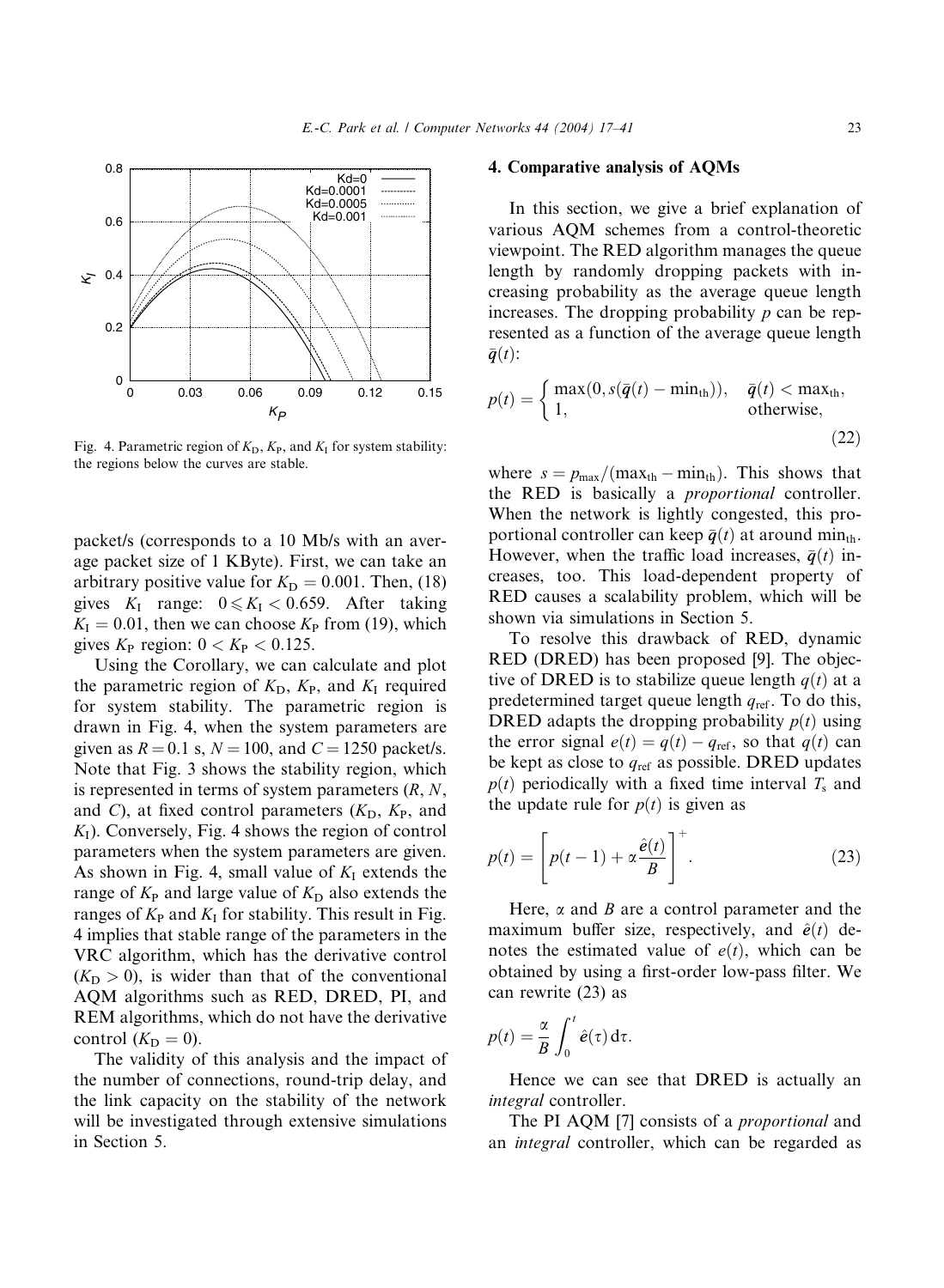Fig. 4. Parametric region of $K_D$, $K_P$, and $K_I$ for system stability: the regions below the curves are stable.

packet/s (corresponds to a 10 Mb/s with an average packet size of 1 KByte). First, we can take an arbitrary positive value for $K_D = 0.001$. Then, (18) gives $K_I$ range: $0 \leqslant K_I < 0.659$. After taking $K_I = 0.01$, then we can choose $K_P$ from (19), which gives $K_P$ region: $0 < K_P < 0.125$.

Using the Corollary, we can calculate and plot the parametric region of $K_D$, $K_P$, and $K_I$ required for system stability. The parametric region is drawn in Fig. 4, when the system parameters are given as $R = 0.1$ s, $N = 100$, and $C = 1250$ packet/s. Note that Fig. 3 shows the stability region, which is represented in terms of system parameters ($R$, $N$, and $C$), at fixed control parameters ($K_D$, $K_P$, and $K_I$). Conversely, Fig. 4 shows the region of control parameters when the system parameters are given. As shown in Fig. 4, small value of $K_I$ extends the range of $K_P$ and large value of $K_D$ also extends the ranges of $K_P$ and $K_I$ for stability. This result in Fig. 4 implies that stable range of the parameters in the VRC algorithm, which has the derivative control ($K_D > 0$), is wider than that of the conventional AQM algorithms such as RED, DRED, PI, and REM algorithms, which do not have the derivative control ($K_D = 0$).

The validity of this analysis and the impact of the number of connections, round-trip delay, and the link capacity on the stability of the network will be investigated through extensive simulations in Section 5.

## 4. Comparative analysis of AQMs

In this section, we give a brief explanation of various AQM schemes from a control-theoretic viewpoint. The RED algorithm manages the queue length by randomly dropping packets with increasing probability as the average queue length increases. The dropping probability $p$ can be represented as a function of the average queue length $\bar{q}(t)$:

$$p(t) = \begin{cases} \max(0, s(\bar{q}(t) - \min_{\text{th}})), & \bar{q}(t) < \max_{\text{th}}, \\ 1, & \text{otherwise}, \end{cases} \tag{22}$$

where $s = p_{\max}/(\max_{\text{th}} - \min_{\text{th}})$. This shows that the RED is basically a *proportional* controller. When the network is lightly congested, this proportional controller can keep $\bar{q}(t)$ at around $\min_{\text{th}}$. However, when the traffic load increases, $\bar{q}(t)$ increases, too. This load-dependent property of RED causes a scalability problem, which will be shown via simulations in Section 5.

To resolve this drawback of RED, dynamic RED (DRED) has been proposed [9]. The objective of DRED is to stabilize queue length $q(t)$ at a predetermined target queue length $q_{\text{ref}}$. To do this, DRED adapts the dropping probability $p(t)$ using the error signal $e(t) = q(t) - q_{\text{ref}}$, so that $q(t)$ can be kept as close to $q_{\text{ref}}$ as possible. DRED updates $p(t)$ periodically with a fixed time interval $T_s$ and the update rule for $p(t)$ is given as

$$p(t) = \left[ p(t-1) + \alpha \frac{\hat{e}(t)}{B} \right]^{+}. \tag{23}$$

Here, $\alpha$ and $B$ are a control parameter and the maximum buffer size, respectively, and $\hat{e}(t)$ denotes the estimated value of $e(t)$, which can be obtained by using a first-order low-pass filter. We can rewrite (23) as

$$p(t) = \frac{\alpha}{B} \int_0^t \hat{e}(\tau)\, \mathrm{d}\tau.$$

Hence we can see that DRED is actually an *integral* controller.

The PI AQM [7] consists of a *proportional* and an *integral* controller, which can be regarded as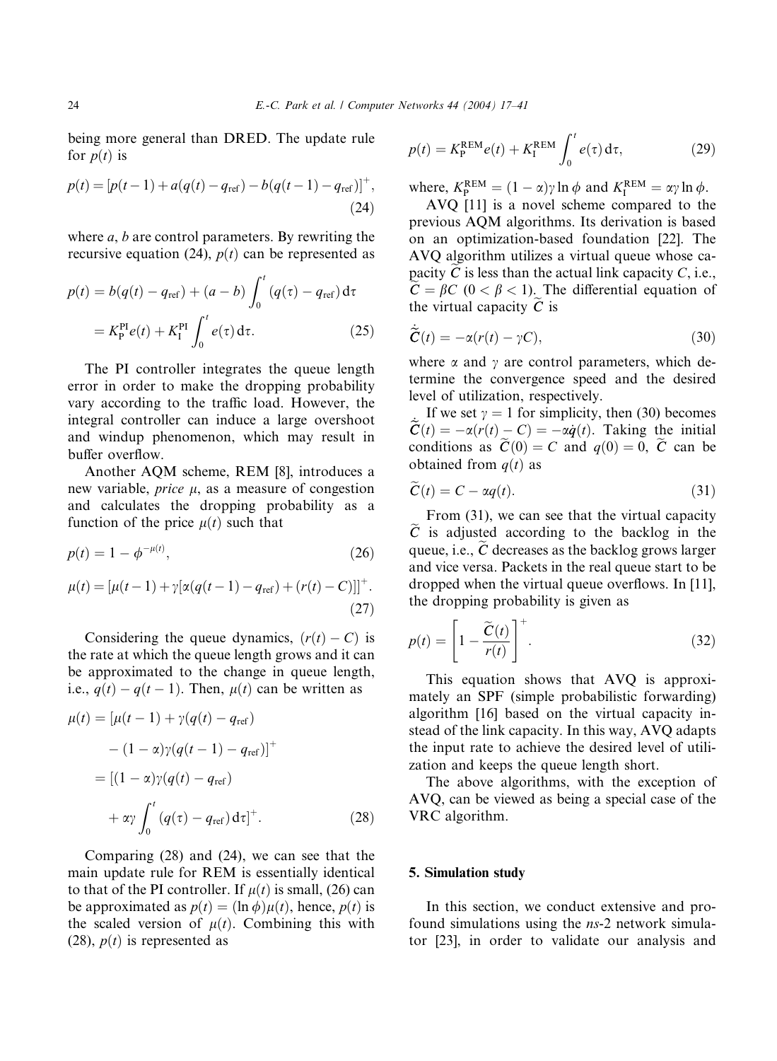being more general than DRED. The update rule for $p(t)$ is

$$p(t) = [p(t-1) + a(q(t) - q_{\text{ref}}) - b(q(t-1) - q_{\text{ref}})]^{+}, \tag{24}$$

where $a$, $b$ are control parameters. By rewriting the recursive equation (24), $p(t)$ can be represented as

$$\begin{aligned} p(t) &= b(q(t) - q_{\text{ref}}) + (a-b)\int_0^t (q(\tau) - q_{\text{ref}})\,\mathrm{d}\tau \\ &= K_{\text{P}}^{\text{PI}} e(t) + K_{\text{I}}^{\text{PI}} \int_0^t e(\tau)\,\mathrm{d}\tau. \end{aligned} \tag{25}$$

The PI controller integrates the queue length error in order to make the dropping probability vary according to the traffic load. However, the integral controller can induce a large overshoot and windup phenomenon, which may result in buffer overflow.

Another AQM scheme, REM [8], introduces a new variable, *price* $\mu$, as a measure of congestion and calculates the dropping probability as a function of the price $\mu(t)$ such that

$$p(t) = 1 - \phi^{-\mu(t)}, \tag{26}$$

$$\mu(t) = [\mu(t-1) + \gamma[\alpha(q(t-1) - q_{\text{ref}}) + (r(t) - C)]]^{+}. \tag{27}$$

Considering the queue dynamics, $(r(t) - C)$ is the rate at which the queue length grows and it can be approximated to the change in queue length, i.e., $q(t) - q(t-1)$. Then, $\mu(t)$ can be written as

$$\begin{aligned} \mu(t) &= [\mu(t-1) + \gamma(q(t) - q_{\text{ref}}) \\ &\quad - (1-\alpha)\gamma(q(t-1) - q_{\text{ref}})]^{+} \\ &= [(1-\alpha)\gamma(q(t) - q_{\text{ref}}) \\ &\quad + \alpha\gamma \int_0^t (q(\tau) - q_{\text{ref}})\,\mathrm{d}\tau]^{+}. \end{aligned} \tag{28}$$

Comparing (28) and (24), we can see that the main update rule for REM is essentially identical to that of the PI controller. If $\mu(t)$ is small, (26) can be approximated as $p(t) = (\ln\phi)\mu(t)$, hence, $p(t)$ is the scaled version of $\mu(t)$. Combining this with (28), $p(t)$ is represented as

$$p(t) = K_{\text{P}}^{\text{REM}} e(t) + K_{\text{I}}^{\text{REM}} \int_0^t e(\tau)\,\mathrm{d}\tau, \tag{29}$$

where, $K_{\text{P}}^{\text{REM}} = (1-\alpha)\gamma\ln\phi$ and $K_{\text{I}}^{\text{REM}} = \alpha\gamma\ln\phi$.

AVQ [11] is a novel scheme compared to the previous AQM algorithms. Its derivation is based on an optimization-based foundation [22]. The AVQ algorithm utilizes a virtual queue whose capacity $\widetilde{C}$ is less than the actual link capacity $C$, i.e., $\widetilde{C} = \beta C$ $(0 < \beta < 1)$. The differential equation of the virtual capacity $\widetilde{C}$ is

$$\dot{\widetilde{C}}(t) = -\alpha(r(t) - \gamma C), \tag{30}$$

where $\alpha$ and $\gamma$ are control parameters, which determine the convergence speed and the desired level of utilization, respectively.

If we set $\gamma = 1$ for simplicity, then (30) becomes $\dot{\widetilde{C}}(t) = -\alpha(r(t) - C) = -\alpha\dot{q}(t)$. Taking the initial conditions as $\widetilde{C}(0) = C$ and $q(0) = 0$, $\widetilde{C}$ can be obtained from $q(t)$ as

$$\widetilde{C}(t) = C - \alpha q(t). \tag{31}$$

From (31), we can see that the virtual capacity $\widetilde{C}$ is adjusted according to the backlog in the queue, i.e., $\widetilde{C}$ decreases as the backlog grows larger and vice versa. Packets in the real queue start to be dropped when the virtual queue overflows. In [11], the dropping probability is given as

$$p(t) = \left[1 - \frac{\widetilde{C}(t)}{r(t)}\right]^{+}. \tag{32}$$

This equation shows that AVQ is approximately an SPF (simple probabilistic forwarding) algorithm [16] based on the virtual capacity instead of the link capacity. In this way, AVQ adapts the input rate to achieve the desired level of utilization and keeps the queue length short.

The above algorithms, with the exception of AVQ, can be viewed as being a special case of the VRC algorithm.

## 5. Simulation study

In this section, we conduct extensive and profound simulations using the *ns*-2 network simulator [23], in order to validate our analysis and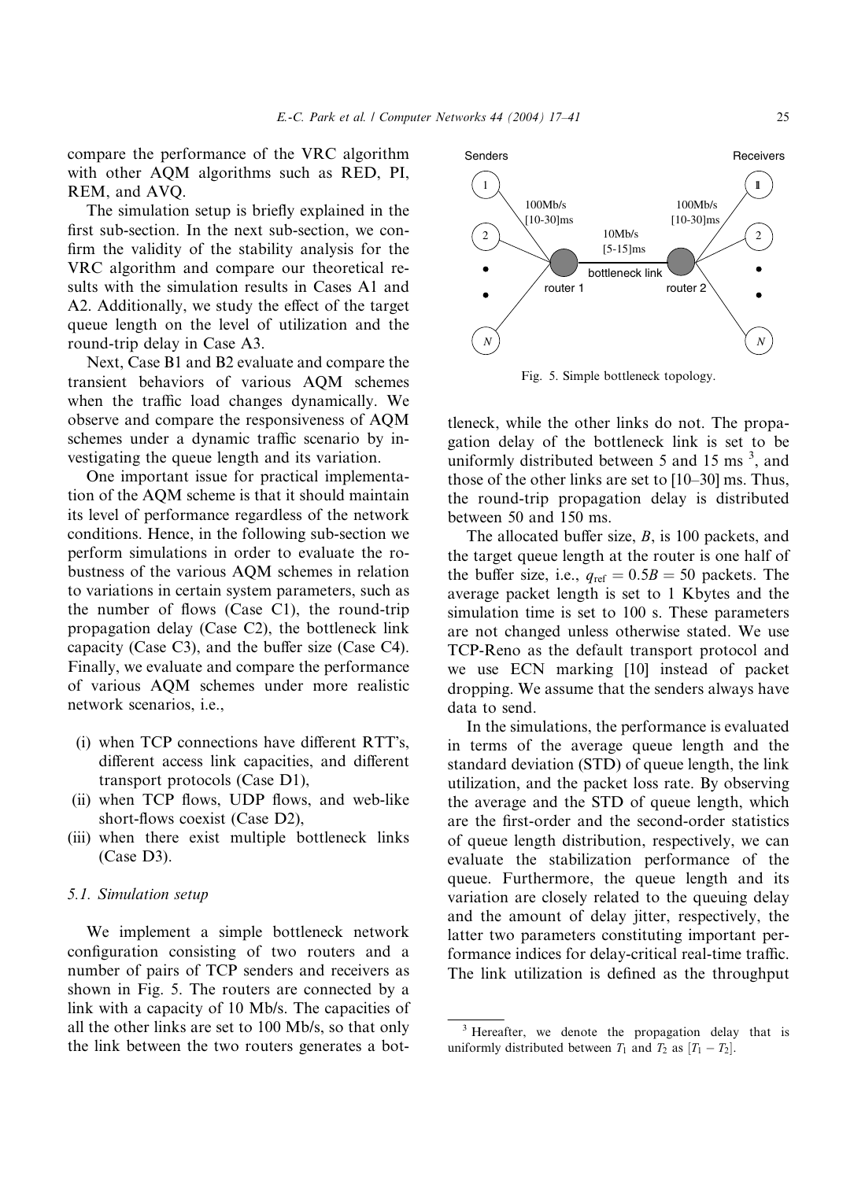compare the performance of the VRC algorithm with other AQM algorithms such as RED, PI, REM, and AVQ.

The simulation setup is briefly explained in the first sub-section. In the next sub-section, we confirm the validity of the stability analysis for the VRC algorithm and compare our theoretical results with the simulation results in Cases A1 and A2. Additionally, we study the effect of the target queue length on the level of utilization and the round-trip delay in Case A3.

Next, Case B1 and B2 evaluate and compare the transient behaviors of various AQM schemes when the traffic load changes dynamically. We observe and compare the responsiveness of AQM schemes under a dynamic traffic scenario by investigating the queue length and its variation.

One important issue for practical implementation of the AQM scheme is that it should maintain its level of performance regardless of the network conditions. Hence, in the following sub-section we perform simulations in order to evaluate the robustness of the various AQM schemes in relation to variations in certain system parameters, such as the number of flows (Case C1), the round-trip propagation delay (Case C2), the bottleneck link capacity (Case C3), and the buffer size (Case C4). Finally, we evaluate and compare the performance of various AQM schemes under more realistic network scenarios, i.e.,

- (i) when TCP connections have different RTT's, different access link capacities, and different transport protocols (Case D1),
- (ii) when TCP flows, UDP flows, and web-like short-flows coexist (Case D2),
- (iii) when there exist multiple bottleneck links (Case D3).

### 5.1. Simulation setup

We implement a simple bottleneck network configuration consisting of two routers and a number of pairs of TCP senders and receivers as shown in Fig. 5. The routers are connected by a link with a capacity of 10 Mb/s. The capacities of all the other links are set to 100 Mb/s, so that only the link between the two routers generates a bottleneck, while the other links do not. The propagation delay of the bottleneck link is set to be uniformly distributed between 5 and 15 ms [3], and those of the other links are set to [10–30] ms. Thus, the round-trip propagation delay is distributed between 50 and 150 ms.

Fig. 5. Simple bottleneck topology.

The allocated buffer size, $B$, is 100 packets, and the target queue length at the router is one half of the buffer size, i.e., $q_{\text{ref}} = 0.5B = 50$ packets. The average packet length is set to 1 Kbytes and the simulation time is set to 100 s. These parameters are not changed unless otherwise stated. We use TCP-Reno as the default transport protocol and we use ECN marking [10] instead of packet dropping. We assume that the senders always have data to send.

In the simulations, the performance is evaluated in terms of the average queue length and the standard deviation (STD) of queue length, the link utilization, and the packet loss rate. By observing the average and the STD of queue length, which are the first-order and the second-order statistics of queue length distribution, respectively, we can evaluate the stabilization performance of the queue. Furthermore, the queue length and its variation are closely related to the queuing delay and the amount of delay jitter, respectively, the latter two parameters constituting important performance indices for delay-critical real-time traffic. The link utilization is defined as the throughput

[3] Hereafter, we denote the propagation delay that is uniformly distributed between $T_1$ and $T_2$ as $[T_1 - T_2]$.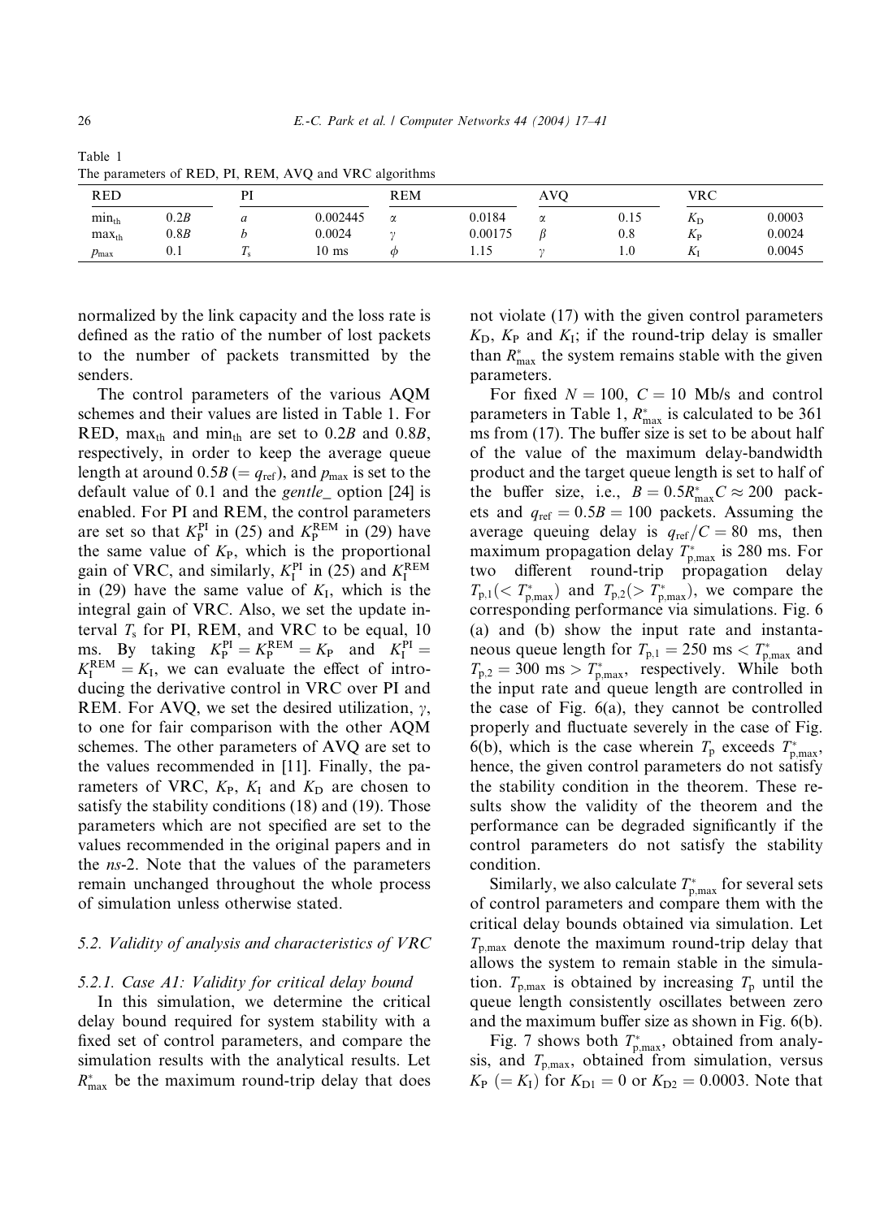Table 1
The parameters of RED, PI, REM, AVQ and VRC algorithms

| RED | | PI | | REM | | AVQ | | VRC | |
|---|---|---|---|---|---|---|---|---|---|
| $\min_{th}$ | $0.2B$ | $a$ | 0.002445 | $\alpha$ | 0.0184 | $\alpha$ | 0.15 | $K_D$ | 0.0003 |
| $\max_{th}$ | $0.8B$ | $b$ | 0.0024 | $\gamma$ | 0.00175 | $\beta$ | 0.8 | $K_P$ | 0.0024 |
| $p_{max}$ | 0.1 | $T_s$ | 10 ms | $\phi$ | 1.15 | $\gamma$ | 1.0 | $K_I$ | 0.0045 |

normalized by the link capacity and the loss rate is defined as the ratio of the number of lost packets to the number of packets transmitted by the senders.

The control parameters of the various AQM schemes and their values are listed in Table 1. For RED, $\max_{th}$ and $\min_{th}$ are set to $0.2B$ and $0.8B$, respectively, in order to keep the average queue length at around $0.5B$ ($= q_{ref}$), and $p_{max}$ is set to the default value of 0.1 and the *gentle_* option [24] is enabled. For PI and REM, the control parameters are set so that $K_P^{PI}$ in (25) and $K_P^{REM}$ in (29) have the same value of $K_P$, which is the proportional gain of VRC, and similarly, $K_I^{PI}$ in (25) and $K_I^{REM}$ in (29) have the same value of $K_I$, which is the integral gain of VRC. Also, we set the update interval $T_s$ for PI, REM, and VRC to be equal, 10 ms. By taking $K_P^{PI} = K_P^{REM} = K_P$ and $K_I^{PI} = K_I^{REM} = K_I$, we can evaluate the effect of introducing the derivative control in VRC over PI and REM. For AVQ, we set the desired utilization, $\gamma$, to one for fair comparison with the other AQM schemes. The other parameters of AVQ are set to the values recommended in [11]. Finally, the parameters of VRC, $K_P$, $K_I$ and $K_D$ are chosen to satisfy the stability conditions (18) and (19). Those parameters which are not specified are set to the values recommended in the original papers and in the *ns*-2. Note that the values of the parameters remain unchanged throughout the whole process of simulation unless otherwise stated.

### 5.2. Validity of analysis and characteristics of VRC

#### 5.2.1. Case A1: Validity for critical delay bound

In this simulation, we determine the critical delay bound required for system stability with a fixed set of control parameters, and compare the simulation results with the analytical results. Let $R_{max}^*$ be the maximum round-trip delay that does not violate (17) with the given control parameters $K_D$, $K_P$ and $K_I$; if the round-trip delay is smaller than $R_{max}^*$ the system remains stable with the given parameters.

For fixed $N = 100$, $C = 10$ Mb/s and control parameters in Table 1, $R_{max}^*$ is calculated to be 361 ms from (17). The buffer size is set to be about half of the value of the maximum delay-bandwidth product and the target queue length is set to half of the buffer size, i.e., $B = 0.5R_{max}^*C \approx 200$ packets and $q_{ref} = 0.5B = 100$ packets. Assuming the average queuing delay is $q_{ref}/C = 80$ ms, then maximum propagation delay $T_{p,max}^*$ is 280 ms. For two different round-trip propagation delay $T_{p,1} (< T_{p,max}^*)$ and $T_{p,2} (> T_{p,max}^*)$, we compare the corresponding performance via simulations. Fig. 6 (a) and (b) show the input rate and instantaneous queue length for $T_{p,1} = 250$ ms $< T_{p,max}^*$ and $T_{p,2} = 300$ ms $> T_{p,max}^*$, respectively. While both the input rate and queue length are controlled in the case of Fig. 6(a), they cannot be controlled properly and fluctuate severely in the case of Fig. 6(b), which is the case wherein $T_p$ exceeds $T_{p,max}^*$, hence, the given control parameters do not satisfy the stability condition in the theorem. These results show the validity of the theorem and the performance can be degraded significantly if the control parameters do not satisfy the stability condition.

Similarly, we also calculate $T_{p,max}^*$ for several sets of control parameters and compare them with the critical delay bounds obtained via simulation. Let $T_{p,max}$ denote the maximum round-trip delay that allows the system to remain stable in the simulation. $T_{p,max}$ is obtained by increasing $T_p$ until the queue length consistently oscillates between zero and the maximum buffer size as shown in Fig. 6(b).

Fig. 7 shows both $T_{p,max}^*$, obtained from analysis, and $T_{p,max}$, obtained from simulation, versus $K_P$ ($= K_I$) for $K_{D1} = 0$ or $K_{D2} = 0.0003$. Note that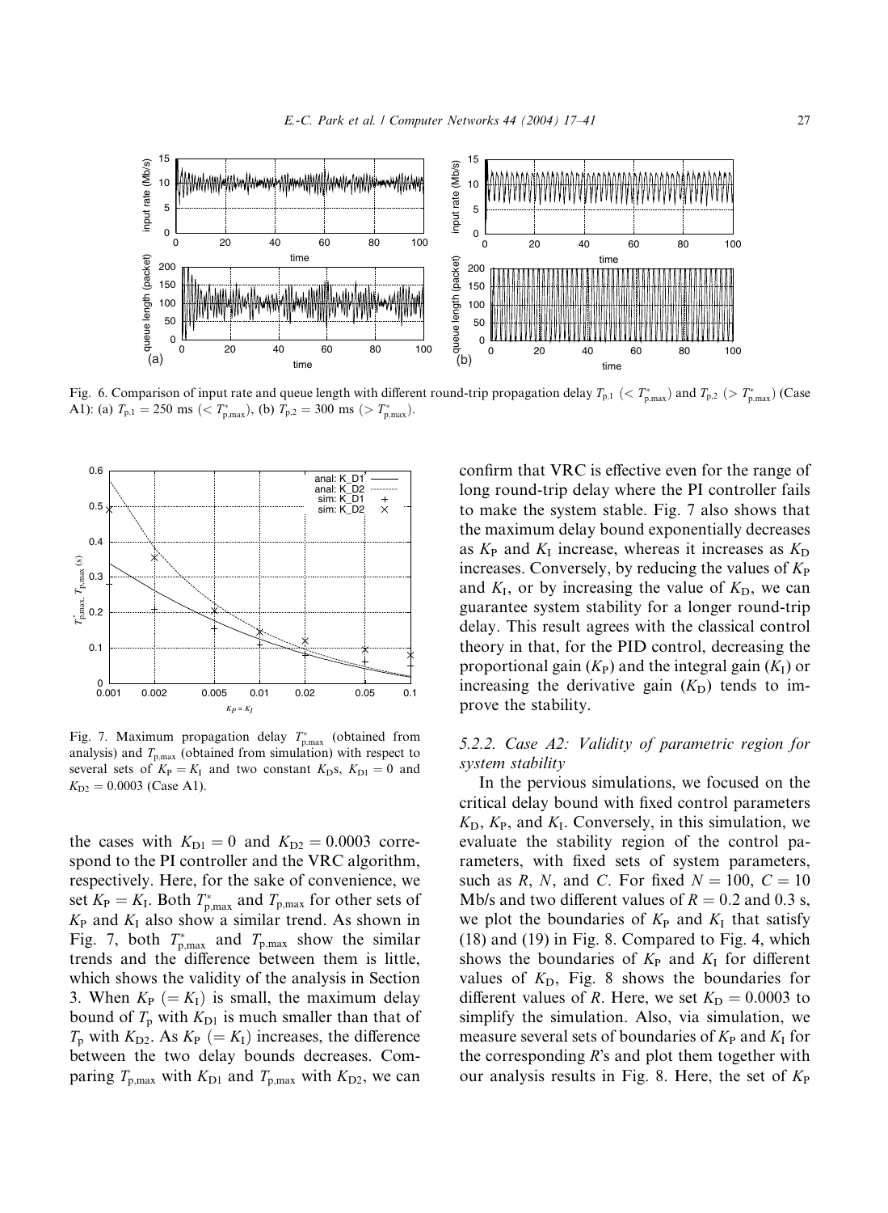Fig. 6. Comparison of input rate and queue length with different round-trip propagation delay $T_{p,1}$ ($< T^*_{p,max}$) and $T_{p,2}$ ($> T^*_{p,max}$) (Case A1): (a) $T_{p,1} = 250$ ms ($< T^*_{p,max}$), (b) $T_{p,2} = 300$ ms ($> T^*_{p,max}$).

Fig. 7. Maximum propagation delay $T^*_{p,max}$ (obtained from analysis) and $T_{p,max}$ (obtained from simulation) with respect to several sets of $K_P = K_I$ and two constant $K_D$s, $K_{D1} = 0$ and $K_{D2} = 0.0003$ (Case A1).

the cases with $K_{D1} = 0$ and $K_{D2} = 0.0003$ correspond to the PI controller and the VRC algorithm, respectively. Here, for the sake of convenience, we set $K_P = K_I$. Both $T^*_{p,max}$ and $T_{p,max}$ for other sets of $K_P$ and $K_I$ also show a similar trend. As shown in Fig. 7, both $T^*_{p,max}$ and $T_{p,max}$ show the similar trends and the difference between them is little, which shows the validity of the analysis in Section 3. When $K_P$ ($= K_I$) is small, the maximum delay bound of $T_p$ with $K_{D1}$ is much smaller than that of $T_p$ with $K_{D2}$. As $K_P$ ($= K_I$) increases, the difference between the two delay bounds decreases. Comparing $T_{p,max}$ with $K_{D1}$ and $T_{p,max}$ with $K_{D2}$, we can confirm that VRC is effective even for the range of long round-trip delay where the PI controller fails to make the system stable. Fig. 7 also shows that the maximum delay bound exponentially decreases as $K_P$ and $K_I$ increase, whereas it increases as $K_D$ increases. Conversely, by reducing the values of $K_P$ and $K_I$, or by increasing the value of $K_D$, we can guarantee system stability for a longer round-trip delay. This result agrees with the classical control theory in that, for the PID control, decreasing the proportional gain ($K_P$) and the integral gain ($K_I$) or increasing the derivative gain ($K_D$) tends to improve the stability.

#### 5.2.2. Case A2: Validity of parametric region for system stability

In the pervious simulations, we focused on the critical delay bound with fixed control parameters $K_D$, $K_P$, and $K_I$. Conversely, in this simulation, we evaluate the stability region of the control parameters, with fixed sets of system parameters, such as $R$, $N$, and $C$. For fixed $N = 100$, $C = 10$ Mb/s and two different values of $R = 0.2$ and $0.3$ s, we plot the boundaries of $K_P$ and $K_I$ that satisfy (18) and (19) in Fig. 8. Compared to Fig. 4, which shows the boundaries of $K_P$ and $K_I$ for different values of $K_D$, Fig. 8 shows the boundaries for different values of $R$. Here, we set $K_D = 0.0003$ to simplify the simulation. Also, via simulation, we measure several sets of boundaries of $K_P$ and $K_I$ for the corresponding $R$'s and plot them together with our analysis results in Fig. 8. Here, the set of $K_P$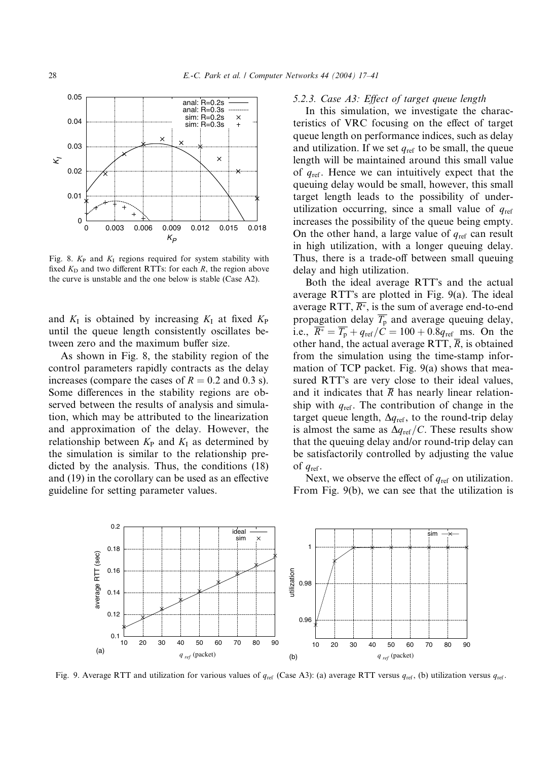Fig. 8. $K_P$ and $K_I$ regions required for system stability with fixed $K_D$ and two different RTTs: for each $R$, the region above the curve is unstable and the one below is stable (Case A2).

and $K_I$ is obtained by increasing $K_I$ at fixed $K_P$ until the queue length consistently oscillates between zero and the maximum buffer size.

As shown in Fig. 8, the stability region of the control parameters rapidly contracts as the delay increases (compare the cases of $R = 0.2$ and 0.3 s). Some differences in the stability regions are observed between the results of analysis and simulation, which may be attributed to the linearization and approximation of the delay. However, the relationship between $K_P$ and $K_I$ as determined by the simulation is similar to the relationship predicted by the analysis. Thus, the conditions (18) and (19) in the corollary can be used as an effective guideline for setting parameter values.

### 5.2.3. Case A3: Effect of target queue length

In this simulation, we investigate the characteristics of VRC focusing on the effect of target queue length on performance indices, such as delay and utilization. If we set $q_{ref}$ to be small, the queue length will be maintained around this small value of $q_{ref}$. Hence we can intuitively expect that the queuing delay would be small, however, this small target length leads to the possibility of under-utilization occurring, since a small value of $q_{ref}$ increases the possibility of the queue being empty. On the other hand, a large value of $q_{ref}$ can result in high utilization, with a longer queuing delay. Thus, there is a trade-off between small queuing delay and high utilization.

Both the ideal average RTT's and the actual average RTT's are plotted in Fig. 9(a). The ideal average RTT, $\overline{R^*}$, is the sum of average end-to-end propagation delay $\overline{T_p}$ and average queuing delay, i.e., $\overline{R^*} = \overline{T_p} + q_{ref}/C = 100 + 0.8q_{ref}$ ms. On the other hand, the actual average RTT, $\overline{R}$, is obtained from the simulation using the time-stamp information of TCP packet. Fig. 9(a) shows that measured RTT's are very close to their ideal values, and it indicates that $\overline{R}$ has nearly linear relationship with $q_{ref}$. The contribution of change in the target queue length, $\Delta q_{ref}$, to the round-trip delay is almost the same as $\Delta q_{ref}/C$. These results show that the queuing delay and/or round-trip delay can be satisfactorily controlled by adjusting the value of $q_{ref}$.

Next, we observe the effect of $q_{ref}$ on utilization. From Fig. 9(b), we can see that the utilization is

Fig. 9. Average RTT and utilization for various values of $q_{ref}$ (Case A3): (a) average RTT versus $q_{ref}$, (b) utilization versus $q_{ref}$.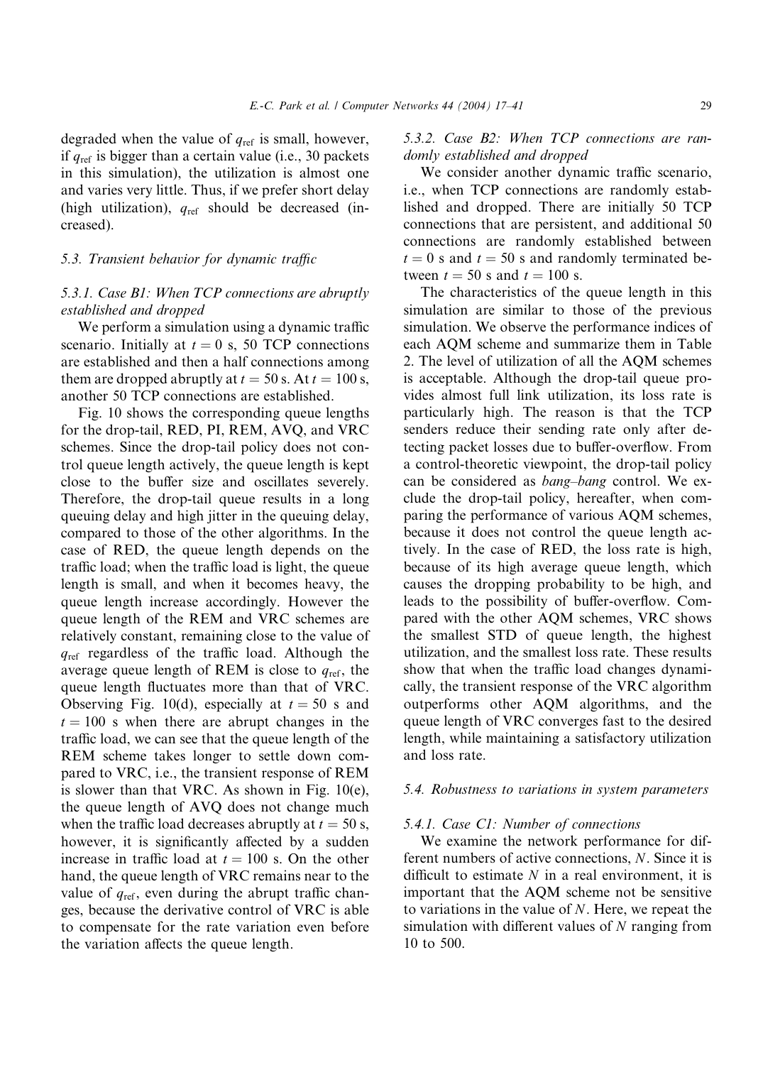degraded when the value of $q_{ref}$ is small, however, if $q_{ref}$ is bigger than a certain value (i.e., 30 packets in this simulation), the utilization is almost one and varies very little. Thus, if we prefer short delay (high utilization), $q_{ref}$ should be decreased (increased).

### 5.3. Transient behavior for dynamic traffic

#### 5.3.1. Case B1: When TCP connections are abruptly established and dropped

We perform a simulation using a dynamic traffic scenario. Initially at $t = 0$ s, 50 TCP connections are established and then a half connections among them are dropped abruptly at $t = 50$ s. At $t = 100$ s, another 50 TCP connections are established.

Fig. 10 shows the corresponding queue lengths for the drop-tail, RED, PI, REM, AVQ, and VRC schemes. Since the drop-tail policy does not control queue length actively, the queue length is kept close to the buffer size and oscillates severely. Therefore, the drop-tail queue results in a long queuing delay and high jitter in the queuing delay, compared to those of the other algorithms. In the case of RED, the queue length depends on the traffic load; when the traffic load is light, the queue length is small, and when it becomes heavy, the queue length increase accordingly. However the queue length of the REM and VRC schemes are relatively constant, remaining close to the value of $q_{ref}$ regardless of the traffic load. Although the average queue length of REM is close to $q_{ref}$, the queue length fluctuates more than that of VRC. Observing Fig. 10(d), especially at $t = 50$ s and $t = 100$ s when there are abrupt changes in the traffic load, we can see that the queue length of the REM scheme takes longer to settle down compared to VRC, i.e., the transient response of REM is slower than that VRC. As shown in Fig. 10(e), the queue length of AVQ does not change much when the traffic load decreases abruptly at $t = 50$ s, however, it is significantly affected by a sudden increase in traffic load at $t = 100$ s. On the other hand, the queue length of VRC remains near to the value of $q_{ref}$, even during the abrupt traffic changes, because the derivative control of VRC is able to compensate for the rate variation even before the variation affects the queue length.

#### 5.3.2. Case B2: When TCP connections are randomly established and dropped

We consider another dynamic traffic scenario, i.e., when TCP connections are randomly established and dropped. There are initially 50 TCP connections that are persistent, and additional 50 connections are randomly established between $t = 0$ s and $t = 50$ s and randomly terminated between $t = 50$ s and $t = 100$ s.

The characteristics of the queue length in this simulation are similar to those of the previous simulation. We observe the performance indices of each AQM scheme and summarize them in Table 2. The level of utilization of all the AQM schemes is acceptable. Although the drop-tail queue provides almost full link utilization, its loss rate is particularly high. The reason is that the TCP senders reduce their sending rate only after detecting packet losses due to buffer-overflow. From a control-theoretic viewpoint, the drop-tail policy can be considered as *bang–bang* control. We exclude the drop-tail policy, hereafter, when comparing the performance of various AQM schemes, because it does not control the queue length actively. In the case of RED, the loss rate is high, because of its high average queue length, which causes the dropping probability to be high, and leads to the possibility of buffer-overflow. Compared with the other AQM schemes, VRC shows the smallest STD of queue length, the highest utilization, and the smallest loss rate. These results show that when the traffic load changes dynamically, the transient response of the VRC algorithm outperforms other AQM algorithms, and the queue length of VRC converges fast to the desired length, while maintaining a satisfactory utilization and loss rate.

### 5.4. Robustness to variations in system parameters

#### 5.4.1. Case C1: Number of connections

We examine the network performance for different numbers of active connections, $N$. Since it is difficult to estimate $N$ in a real environment, it is important that the AQM scheme not be sensitive to variations in the value of $N$. Here, we repeat the simulation with different values of $N$ ranging from 10 to 500.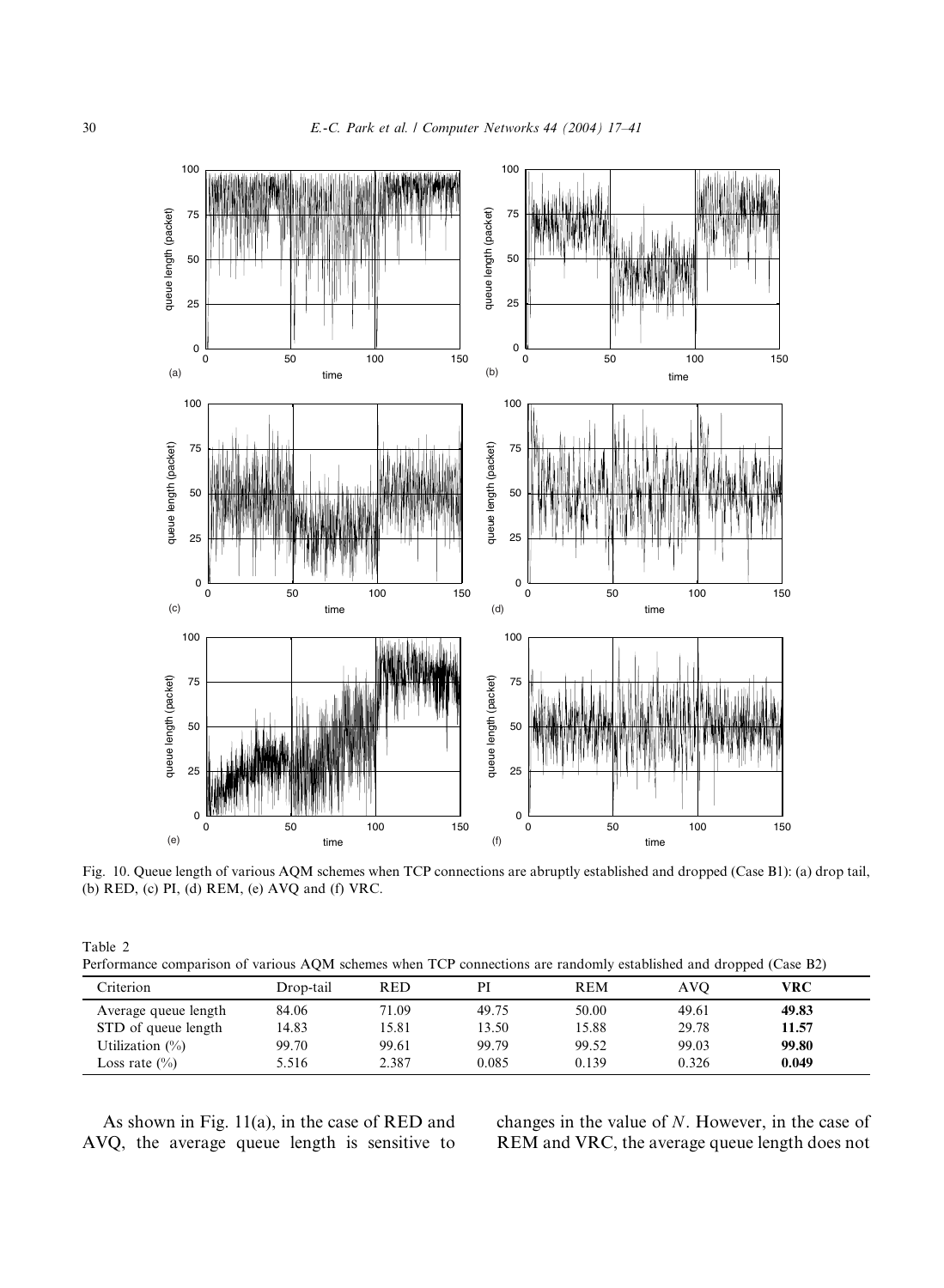Fig. 10. Queue length of various AQM schemes when TCP connections are abruptly established and dropped (Case B1): (a) drop tail, (b) RED, (c) PI, (d) REM, (e) AVQ and (f) VRC.

Table 2
Performance comparison of various AQM schemes when TCP connections are randomly established and dropped (Case B2)

| Criterion | Drop-tail | RED | PI | REM | AVQ | VRC |
|---|---|---|---|---|---|---|
| Average queue length | 84.06 | 71.09 | 49.75 | 50.00 | 49.61 | **49.83** |
| STD of queue length | 14.83 | 15.81 | 13.50 | 15.88 | 29.78 | **11.57** |
| Utilization (%) | 99.70 | 99.61 | 99.79 | 99.52 | 99.03 | **99.80** |
| Loss rate (%) | 5.516 | 2.387 | 0.085 | 0.139 | 0.326 | **0.049** |

As shown in Fig. 11(a), in the case of RED and AVQ, the average queue length is sensitive to changes in the value of $N$. However, in the case of REM and VRC, the average queue length does not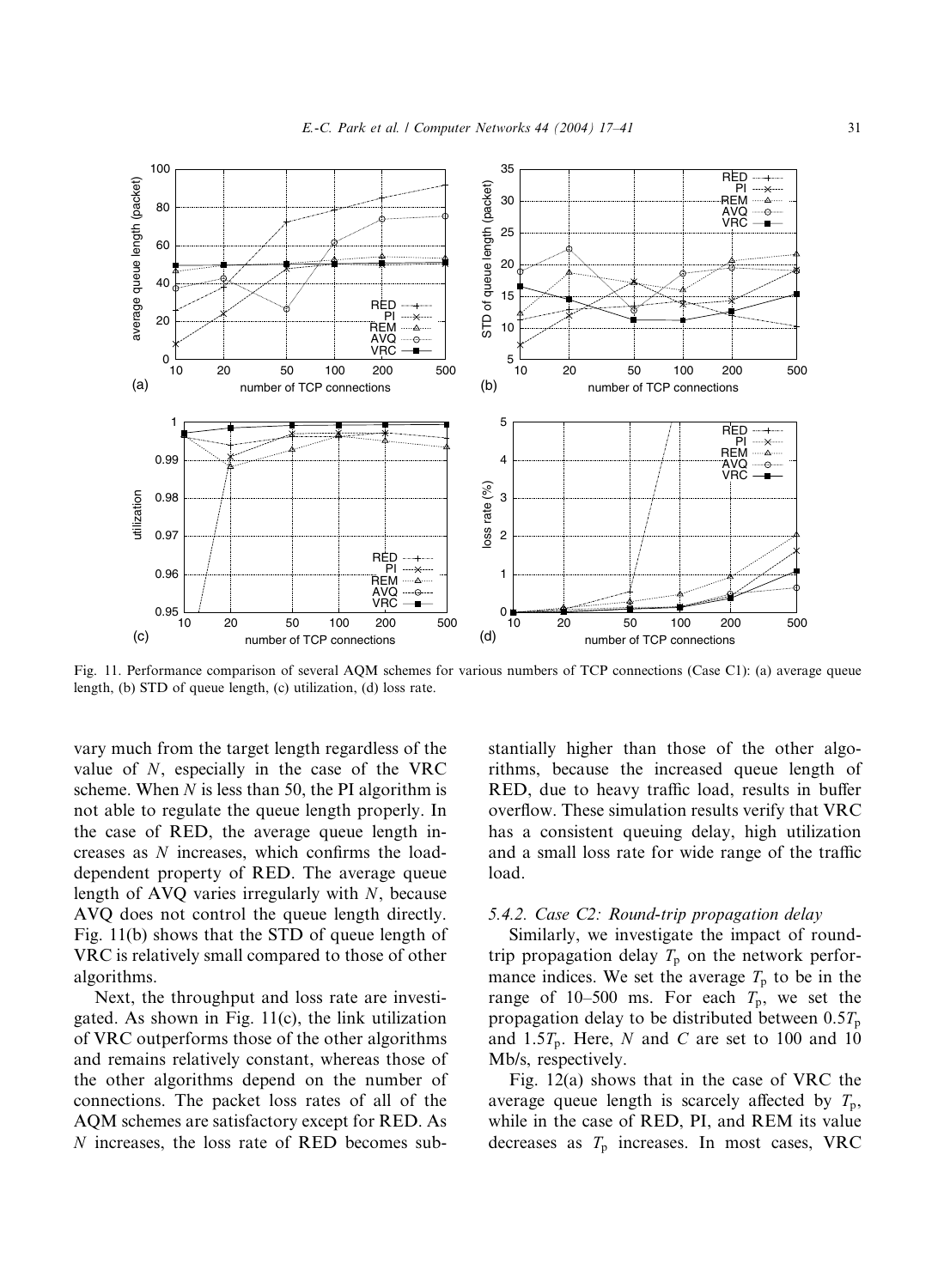Fig. 11. Performance comparison of several AQM schemes for various numbers of TCP connections (Case C1): (a) average queue length, (b) STD of queue length, (c) utilization, (d) loss rate.

vary much from the target length regardless of the value of $N$, especially in the case of the VRC scheme. When $N$ is less than 50, the PI algorithm is not able to regulate the queue length properly. In the case of RED, the average queue length increases as $N$ increases, which confirms the load-dependent property of RED. The average queue length of AVQ varies irregularly with $N$, because AVQ does not control the queue length directly. Fig. 11(b) shows that the STD of queue length of VRC is relatively small compared to those of other algorithms.

Next, the throughput and loss rate are investigated. As shown in Fig. 11(c), the link utilization of VRC outperforms those of the other algorithms and remains relatively constant, whereas those of the other algorithms depend on the number of connections. The packet loss rates of all of the AQM schemes are satisfactory except for RED. As $N$ increases, the loss rate of RED becomes substantially higher than those of the other algorithms, because the increased queue length of RED, due to heavy traffic load, results in buffer overflow. These simulation results verify that VRC has a consistent queuing delay, high utilization and a small loss rate for wide range of the traffic load.

#### 5.4.2. Case C2: Round-trip propagation delay

Similarly, we investigate the impact of round-trip propagation delay $T_p$ on the network performance indices. We set the average $T_p$ to be in the range of 10–500 ms. For each $T_p$, we set the propagation delay to be distributed between $0.5T_p$ and $1.5T_p$. Here, $N$ and $C$ are set to 100 and 10 Mb/s, respectively.

Fig. 12(a) shows that in the case of VRC the average queue length is scarcely affected by $T_p$, while in the case of RED, PI, and REM its value decreases as $T_p$ increases. In most cases, VRC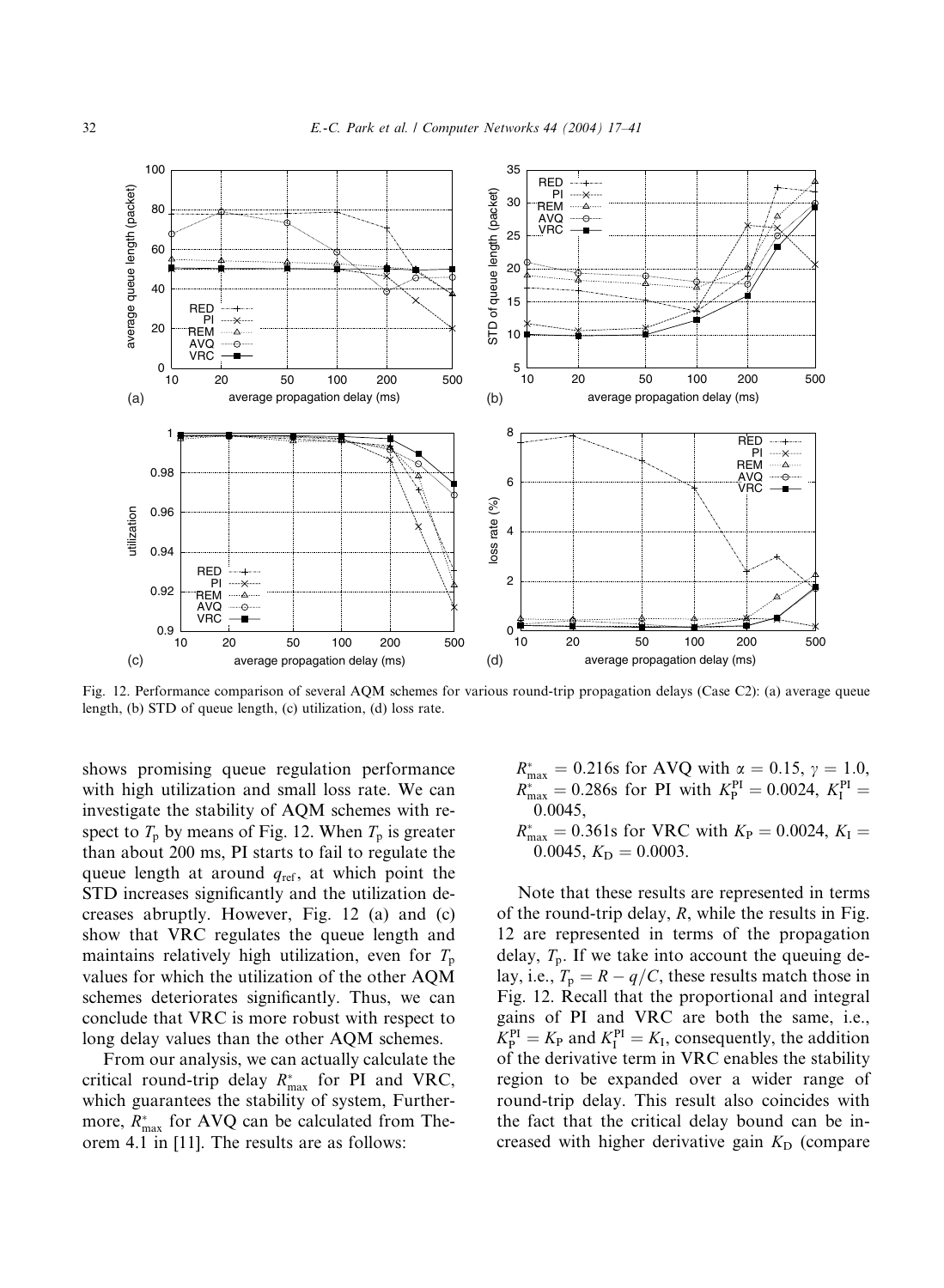Fig. 12. Performance comparison of several AQM schemes for various round-trip propagation delays (Case C2): (a) average queue length, (b) STD of queue length, (c) utilization, (d) loss rate.

shows promising queue regulation performance with high utilization and small loss rate. We can investigate the stability of AQM schemes with respect to $T_p$ by means of Fig. 12. When $T_p$ is greater than about 200 ms, PI starts to fail to regulate the queue length at around $q_{ref}$, at which point the STD increases significantly and the utilization decreases abruptly. However, Fig. 12 (a) and (c) show that VRC regulates the queue length and maintains relatively high utilization, even for $T_p$ values for which the utilization of the other AQM schemes deteriorates significantly. Thus, we can conclude that VRC is more robust with respect to long delay values than the other AQM schemes.

From our analysis, we can actually calculate the critical round-trip delay $R^*_{max}$ for PI and VRC, which guarantees the stability of system, Furthermore, $R^*_{max}$ for AVQ can be calculated from Theorem 4.1 in [11]. The results are as follows:

$R^*_{max} = 0.216$s for AVQ with $\alpha = 0.15$, $\gamma = 1.0$,
$R^*_{max} = 0.286$s for PI with $K_P^{PI} = 0.0024$, $K_I^{PI} = 0.0045$,
$R^*_{max} = 0.361$s for VRC with $K_P = 0.0024$, $K_I = 0.0045$, $K_D = 0.0003$.

Note that these results are represented in terms of the round-trip delay, $R$, while the results in Fig. 12 are represented in terms of the propagation delay, $T_p$. If we take into account the queuing delay, i.e., $T_p = R - q/C$, these results match those in Fig. 12. Recall that the proportional and integral gains of PI and VRC are both the same, i.e., $K_P^{PI} = K_P$ and $K_I^{PI} = K_I$, consequently, the addition of the derivative term in VRC enables the stability region to be expanded over a wider range of round-trip delay. This result also coincides with the fact that the critical delay bound can be increased with higher derivative gain $K_D$ (compare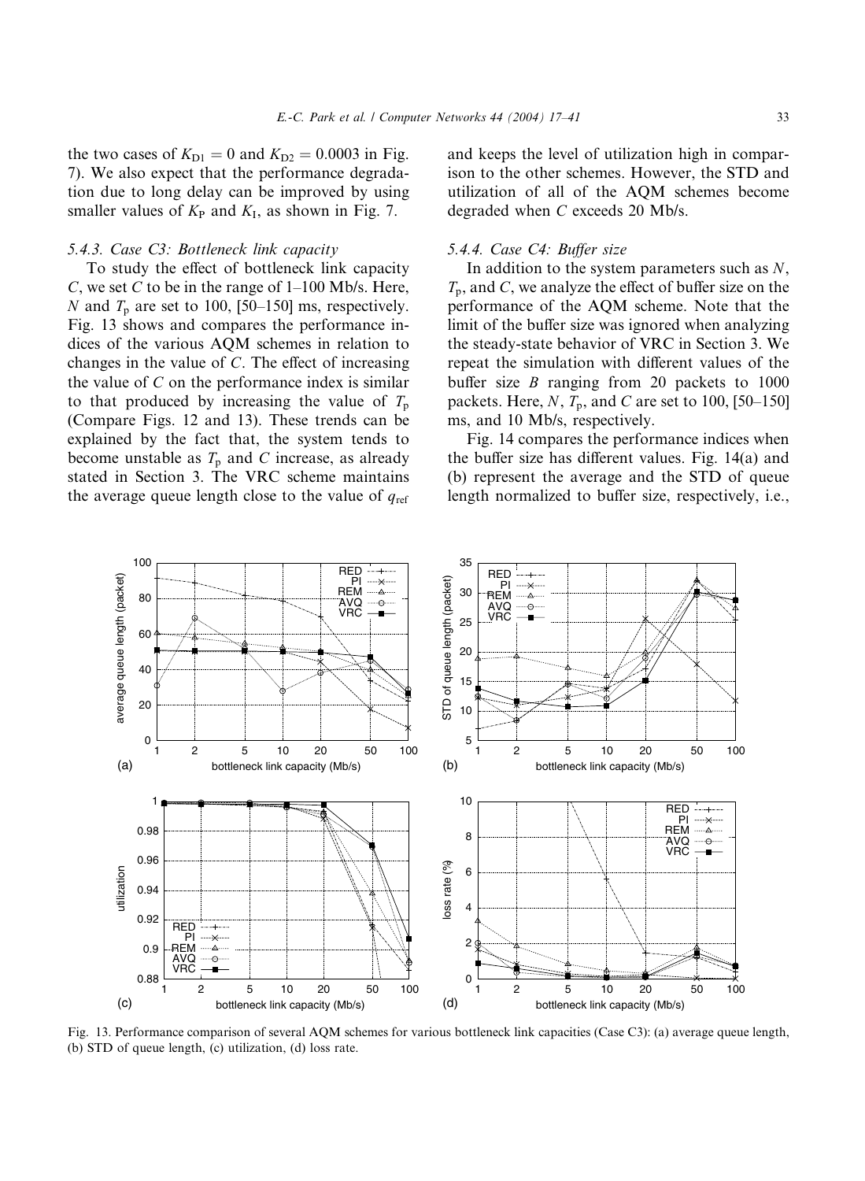the two cases of $K_{D1} = 0$ and $K_{D2} = 0.0003$ in Fig. 7). We also expect that the performance degradation due to long delay can be improved by using smaller values of $K_P$ and $K_I$, as shown in Fig. 7.

#### 5.4.3. Case C3: Bottleneck link capacity

To study the effect of bottleneck link capacity $C$, we set $C$ to be in the range of 1–100 Mb/s. Here, $N$ and $T_p$ are set to 100, [50–150] ms, respectively. Fig. 13 shows and compares the performance indices of the various AQM schemes in relation to changes in the value of $C$. The effect of increasing the value of $C$ on the performance index is similar to that produced by increasing the value of $T_p$ (Compare Figs. 12 and 13). These trends can be explained by the fact that, the system tends to become unstable as $T_p$ and $C$ increase, as already stated in Section 3. The VRC scheme maintains the average queue length close to the value of $q_{ref}$ and keeps the level of utilization high in comparison to the other schemes. However, the STD and utilization of all of the AQM schemes become degraded when $C$ exceeds 20 Mb/s.

#### 5.4.4. Case C4: Buffer size

In addition to the system parameters such as $N$, $T_p$, and $C$, we analyze the effect of buffer size on the performance of the AQM scheme. Note that the limit of the buffer size was ignored when analyzing the steady-state behavior of VRC in Section 3. We repeat the simulation with different values of the buffer size $B$ ranging from 20 packets to 1000 packets. Here, $N$, $T_p$, and $C$ are set to 100, [50–150] ms, and 10 Mb/s, respectively.

Fig. 14 compares the performance indices when the buffer size has different values. Fig. 14(a) and (b) represent the average and the STD of queue length normalized to buffer size, respectively, i.e.,

Fig. 13. Performance comparison of several AQM schemes for various bottleneck link capacities (Case C3): (a) average queue length, (b) STD of queue length, (c) utilization, (d) loss rate.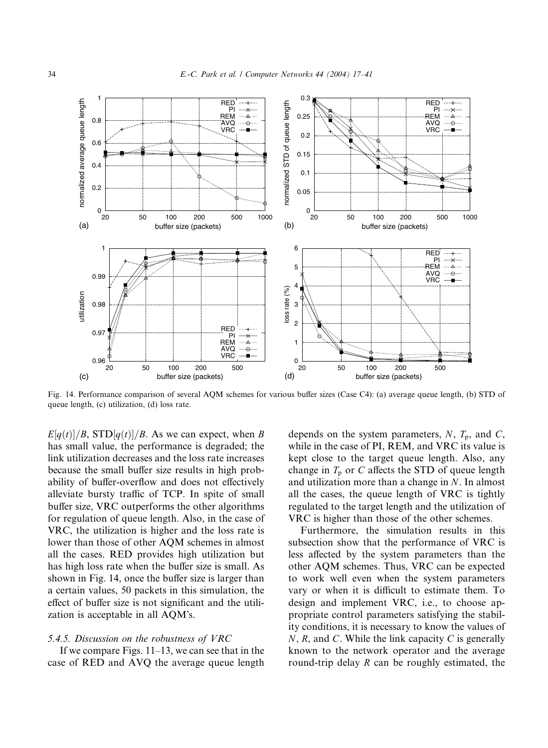Fig. 14. Performance comparison of several AQM schemes for various buffer sizes (Case C4): (a) average queue length, (b) STD of queue length, (c) utilization, (d) loss rate.

$E[q(t)]/B$, $\text{STD}[q(t)]/B$. As we can expect, when $B$ has small value, the performance is degraded; the link utilization decreases and the loss rate increases because the small buffer size results in high probability of buffer-overflow and does not effectively alleviate bursty traffic of TCP. In spite of small buffer size, VRC outperforms the other algorithms for regulation of queue length. Also, in the case of VRC, the utilization is higher and the loss rate is lower than those of other AQM schemes in almost all the cases. RED provides high utilization but has high loss rate when the buffer size is small. As shown in Fig. 14, once the buffer size is larger than a certain values, 50 packets in this simulation, the effect of buffer size is not significant and the utilization is acceptable in all AQM's.

#### 5.4.5. Discussion on the robustness of VRC

If we compare Figs. 11–13, we can see that in the case of RED and AVQ the average queue length depends on the system parameters, $N$, $T_p$, and $C$, while in the case of PI, REM, and VRC its value is kept close to the target queue length. Also, any change in $T_p$ or $C$ affects the STD of queue length and utilization more than a change in $N$. In almost all the cases, the queue length of VRC is tightly regulated to the target length and the utilization of VRC is higher than those of the other schemes.

Furthermore, the simulation results in this subsection show that the performance of VRC is less affected by the system parameters than the other AQM schemes. Thus, VRC can be expected to work well even when the system parameters vary or when it is difficult to estimate them. To design and implement VRC, i.e., to choose appropriate control parameters satisfying the stability conditions, it is necessary to know the values of $N$, $R$, and $C$. While the link capacity $C$ is generally known to the network operator and the average round-trip delay $R$ can be roughly estimated, the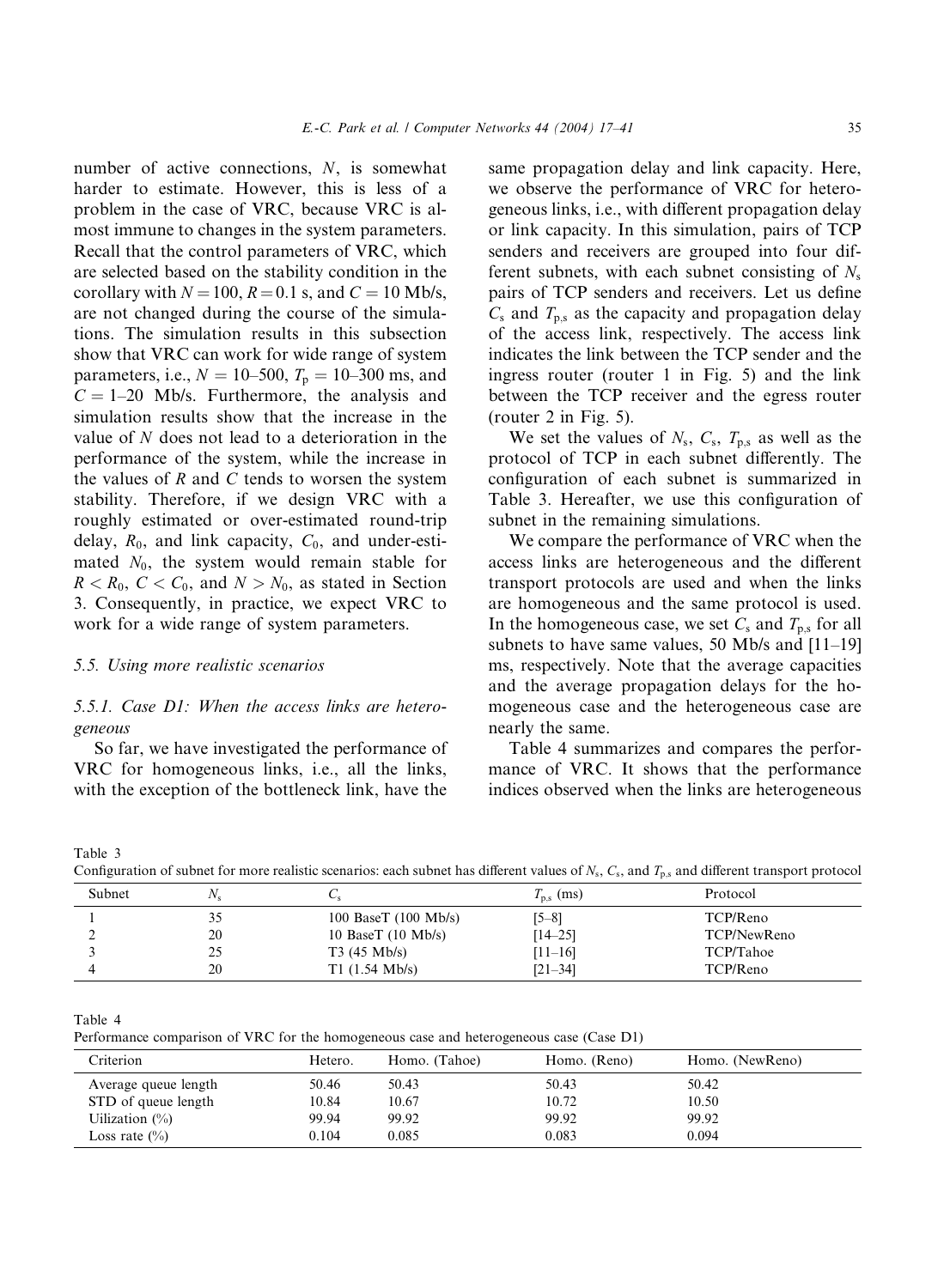number of active connections, $N$, is somewhat harder to estimate. However, this is less of a problem in the case of VRC, because VRC is almost immune to changes in the system parameters. Recall that the control parameters of VRC, which are selected based on the stability condition in the corollary with $N = 100$, $R = 0.1$ s, and $C = 10$ Mb/s, are not changed during the course of the simulations. The simulation results in this subsection show that VRC can work for wide range of system parameters, i.e., $N$ = 10–500, $T_p$ = 10–300 ms, and $C$ = 1–20 Mb/s. Furthermore, the analysis and simulation results show that the increase in the value of $N$ does not lead to a deterioration in the performance of the system, while the increase in the values of $R$ and $C$ tends to worsen the system stability. Therefore, if we design VRC with a roughly estimated or over-estimated round-trip delay, $R_0$, and link capacity, $C_0$, and under-estimated $N_0$, the system would remain stable for $R < R_0$, $C < C_0$, and $N > N_0$, as stated in Section 3. Consequently, in practice, we expect VRC to work for a wide range of system parameters.

### *5.5. Using more realistic scenarios*

#### *5.5.1. Case D1: When the access links are heterogeneous*

So far, we have investigated the performance of VRC for homogeneous links, i.e., all the links, with the exception of the bottleneck link, have the same propagation delay and link capacity. Here, we observe the performance of VRC for heterogeneous links, i.e., with different propagation delay or link capacity. In this simulation, pairs of TCP senders and receivers are grouped into four different subnets, with each subnet consisting of $N_s$ pairs of TCP senders and receivers. Let us define $C_s$ and $T_{p,s}$ as the capacity and propagation delay of the access link, respectively. The access link indicates the link between the TCP sender and the ingress router (router 1 in Fig. 5) and the link between the TCP receiver and the egress router (router 2 in Fig. 5).

We set the values of $N_s$, $C_s$, $T_{p,s}$ as well as the protocol of TCP in each subnet differently. The configuration of each subnet is summarized in Table 3. Hereafter, we use this configuration of subnet in the remaining simulations.

We compare the performance of VRC when the access links are heterogeneous and the different transport protocols are used and when the links are homogeneous and the same protocol is used. In the homogeneous case, we set $C_s$ and $T_{p,s}$ for all subnets to have same values, 50 Mb/s and [11–19] ms, respectively. Note that the average capacities and the average propagation delays for the homogeneous case and the heterogeneous case are nearly the same.

Table 4 summarizes and compares the performance of VRC. It shows that the performance indices observed when the links are heterogeneous

Table 3
Configuration of subnet for more realistic scenarios: each subnet has different values of $N_s$, $C_s$, and $T_{p,s}$ and different transport protocol

| Subnet | $N_s$ | $C_s$ | $T_{p,s}$ (ms) | Protocol |
|---|---|---|---|---|
| 1 | 35 | 100 BaseT (100 Mb/s) | [5–8] | TCP/Reno |
| 2 | 20 | 10 BaseT (10 Mb/s) | [14–25] | TCP/NewReno |
| 3 | 25 | T3 (45 Mb/s) | [11–16] | TCP/Tahoe |
| 4 | 20 | T1 (1.54 Mb/s) | [21–34] | TCP/Reno |

Table 4
Performance comparison of VRC for the homogeneous case and heterogeneous case (Case D1)

| Criterion | Hetero. | Homo. (Tahoe) | Homo. (Reno) | Homo. (NewReno) |
|---|---|---|---|---|
| Average queue length | 50.46 | 50.43 | 50.43 | 50.42 |
| STD of queue length | 10.84 | 10.67 | 10.72 | 10.50 |
| Uilization (%) | 99.94 | 99.92 | 99.92 | 99.92 |
| Loss rate (%) | 0.104 | 0.085 | 0.083 | 0.094 |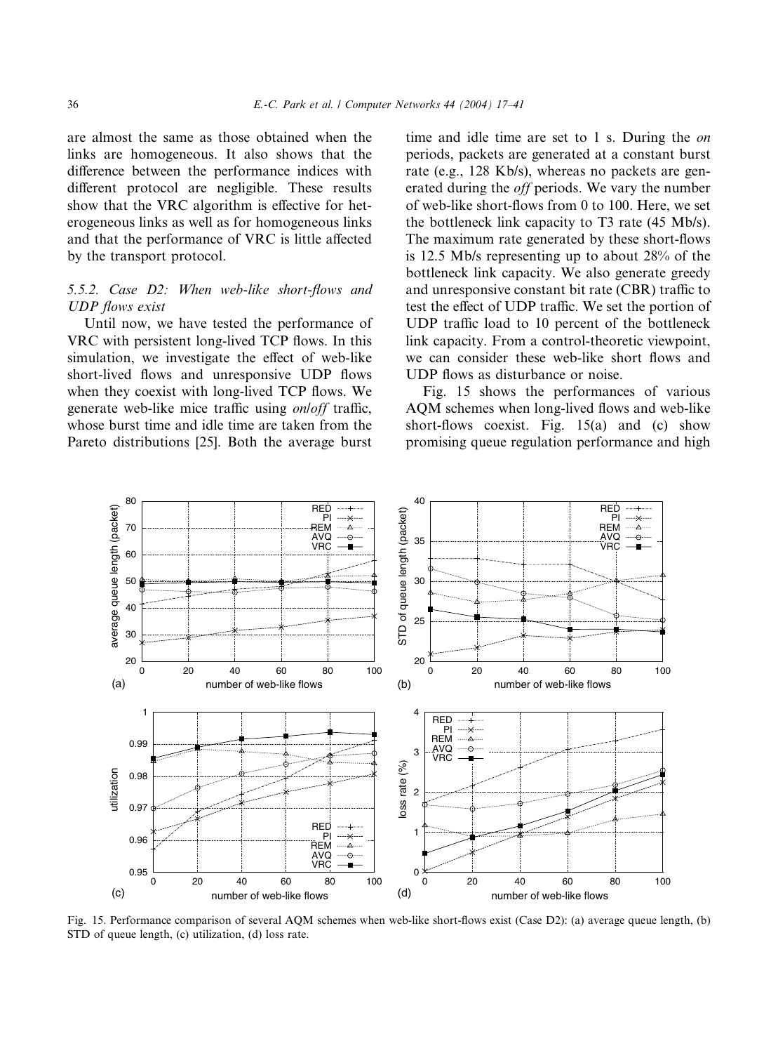are almost the same as those obtained when the links are homogeneous. It also shows that the difference between the performance indices with different protocol are negligible. These results show that the VRC algorithm is effective for heterogeneous links as well as for homogeneous links and that the performance of VRC is little affected by the transport protocol.

### 5.5.2. Case D2: When web-like short-flows and UDP flows exist

Until now, we have tested the performance of VRC with persistent long-lived TCP flows. In this simulation, we investigate the effect of web-like short-lived flows and unresponsive UDP flows when they coexist with long-lived TCP flows. We generate web-like mice traffic using *on/off* traffic, whose burst time and idle time are taken from the Pareto distributions [25]. Both the average burst time and idle time are set to 1 s. During the *on* periods, packets are generated at a constant burst rate (e.g., 128 Kb/s), whereas no packets are generated during the *off* periods. We vary the number of web-like short-flows from 0 to 100. Here, we set the bottleneck link capacity to T3 rate (45 Mb/s). The maximum rate generated by these short-flows is 12.5 Mb/s representing up to about 28% of the bottleneck link capacity. We also generate greedy and unresponsive constant bit rate (CBR) traffic to test the effect of UDP traffic. We set the portion of UDP traffic load to 10 percent of the bottleneck link capacity. From a control-theoretic viewpoint, we can consider these web-like short flows and UDP flows as disturbance or noise.

Fig. 15 shows the performances of various AQM schemes when long-lived flows and web-like short-flows coexist. Fig. 15(a) and (c) show promising queue regulation performance and high

Fig. 15. Performance comparison of several AQM schemes when web-like short-flows exist (Case D2): (a) average queue length, (b) STD of queue length, (c) utilization, (d) loss rate.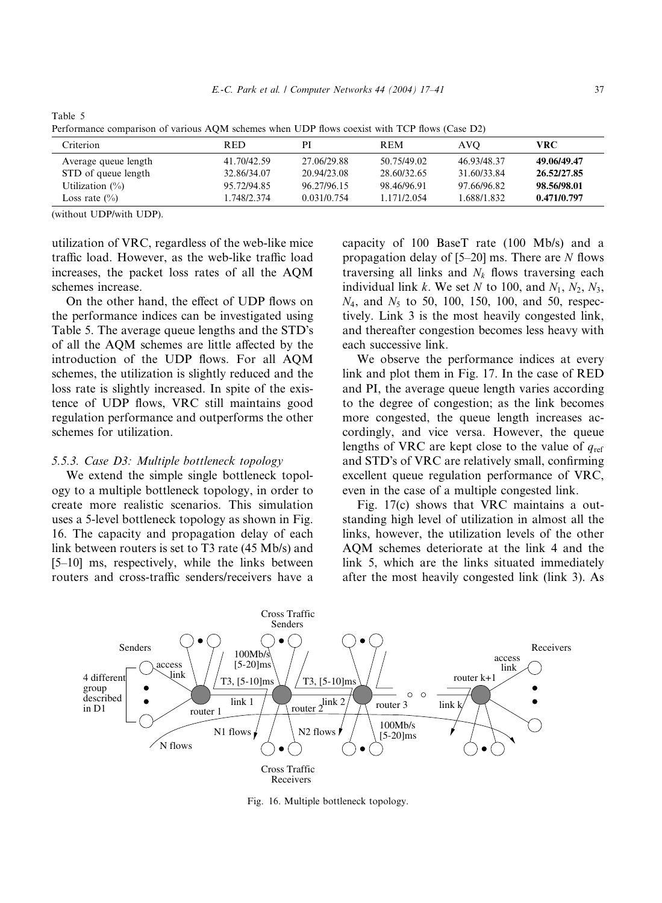Table 5
Performance comparison of various AQM schemes when UDP flows coexist with TCP flows (Case D2)

| Criterion | RED | PI | REM | AVQ | **VRC** |
|---|---|---|---|---|---|
| Average queue length | 41.70/42.59 | 27.06/29.88 | 50.75/49.02 | 46.93/48.37 | **49.06/49.47** |
| STD of queue length | 32.86/34.07 | 20.94/23.08 | 28.60/32.65 | 31.60/33.84 | **26.52/27.85** |
| Utilization (%) | 95.72/94.85 | 96.27/96.15 | 98.46/96.91 | 97.66/96.82 | **98.56/98.01** |
| Loss rate (%) | 1.748/2.374 | 0.031/0.754 | 1.171/2.054 | 1.688/1.832 | **0.471/0.797** |

(without UDP/with UDP).

utilization of VRC, regardless of the web-like mice traffic load. However, as the web-like traffic load increases, the packet loss rates of all the AQM schemes increase.

On the other hand, the effect of UDP flows on the performance indices can be investigated using Table 5. The average queue lengths and the STD's of all the AQM schemes are little affected by the introduction of the UDP flows. For all AQM schemes, the utilization is slightly reduced and the loss rate is slightly increased. In spite of the existence of UDP flows, VRC still maintains good regulation performance and outperforms the other schemes for utilization.

### 5.5.3. Case D3: Multiple bottleneck topology

We extend the simple single bottleneck topology to a multiple bottleneck topology, in order to create more realistic scenarios. This simulation uses a 5-level bottleneck topology as shown in Fig. 16. The capacity and propagation delay of each link between routers is set to T3 rate (45 Mb/s) and [5–10] ms, respectively, while the links between routers and cross-traffic senders/receivers have a capacity of 100 BaseT rate (100 Mb/s) and a propagation delay of [5–20] ms. There are $N$ flows traversing all links and $N_k$ flows traversing each individual link $k$. We set $N$ to 100, and $N_1$, $N_2$, $N_3$, $N_4$, and $N_5$ to 50, 100, 150, 100, and 50, respectively. Link 3 is the most heavily congested link, and thereafter congestion becomes less heavy with each successive link.

We observe the performance indices at every link and plot them in Fig. 17. In the case of RED and PI, the average queue length varies according to the degree of congestion; as the link becomes more congested, the queue length increases accordingly, and vice versa. However, the queue lengths of VRC are kept close to the value of $q_{\mathrm{ref}}$ and STD's of VRC are relatively small, confirming excellent queue regulation performance of VRC, even in the case of a multiple congested link.

Fig. 17(c) shows that VRC maintains a outstanding high level of utilization in almost all the links, however, the utilization levels of the other AQM schemes deteriorate at the link 4 and the link 5, which are the links situated immediately after the most heavily congested link (link 3). As

Fig. 16. Multiple bottleneck topology.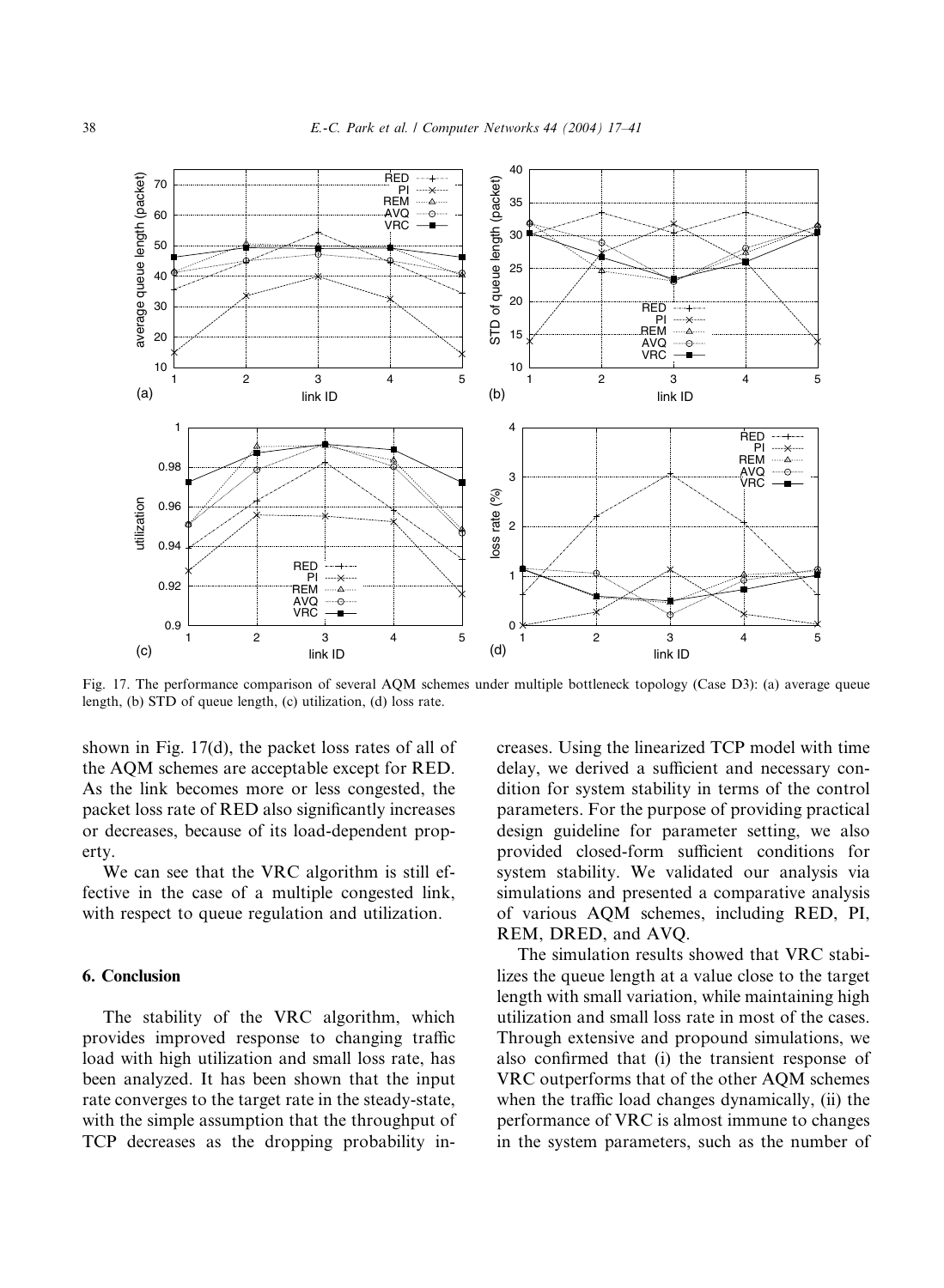Fig. 17. The performance comparison of several AQM schemes under multiple bottleneck topology (Case D3): (a) average queue length, (b) STD of queue length, (c) utilization, (d) loss rate.

shown in Fig. 17(d), the packet loss rates of all of the AQM schemes are acceptable except for RED. As the link becomes more or less congested, the packet loss rate of RED also significantly increases or decreases, because of its load-dependent property.

We can see that the VRC algorithm is still effective in the case of a multiple congested link, with respect to queue regulation and utilization.

## 6. Conclusion

The stability of the VRC algorithm, which provides improved response to changing traffic load with high utilization and small loss rate, has been analyzed. It has been shown that the input rate converges to the target rate in the steady-state, with the simple assumption that the throughput of TCP decreases as the dropping probability increases. Using the linearized TCP model with time delay, we derived a sufficient and necessary condition for system stability in terms of the control parameters. For the purpose of providing practical design guideline for parameter setting, we also provided closed-form sufficient conditions for system stability. We validated our analysis via simulations and presented a comparative analysis of various AQM schemes, including RED, PI, REM, DRED, and AVQ.

The simulation results showed that VRC stabilizes the queue length at a value close to the target length with small variation, while maintaining high utilization and small loss rate in most of the cases. Through extensive and propound simulations, we also confirmed that (i) the transient response of VRC outperforms that of the other AQM schemes when the traffic load changes dynamically, (ii) the performance of VRC is almost immune to changes in the system parameters, such as the number of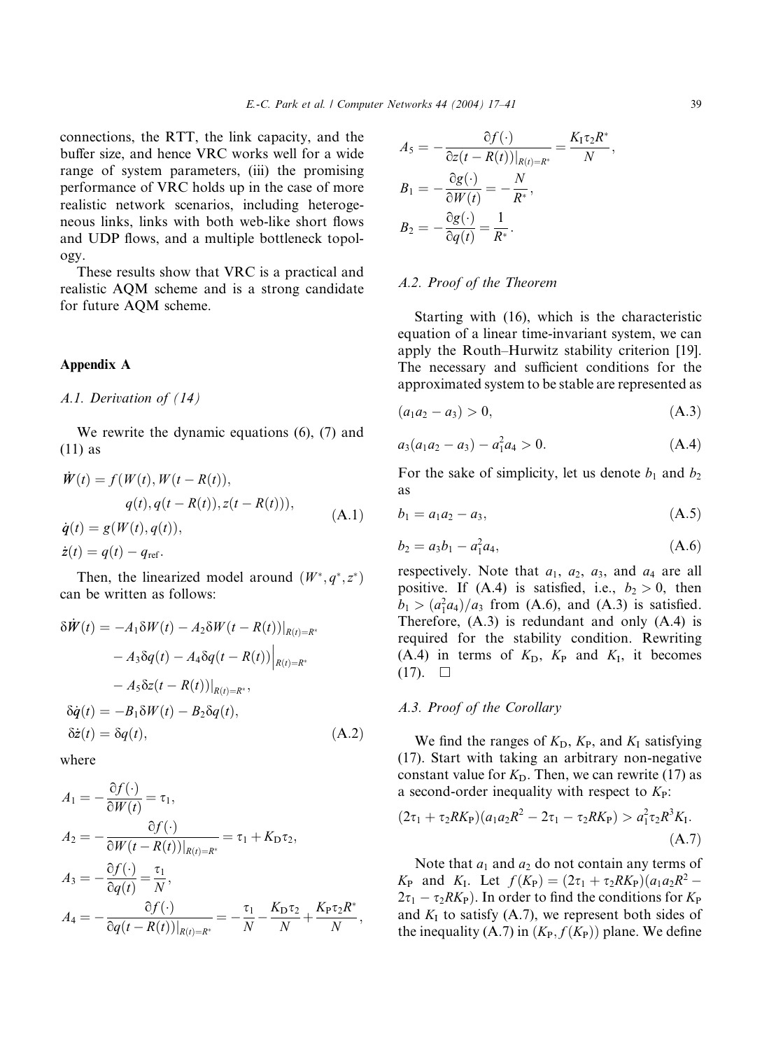connections, the RTT, the link capacity, and the buffer size, and hence VRC works well for a wide range of system parameters, (iii) the promising performance of VRC holds up in the case of more realistic network scenarios, including heterogeneous links, links with both web-like short flows and UDP flows, and a multiple bottleneck topology.

These results show that VRC is a practical and realistic AQM scheme and is a strong candidate for future AQM scheme.

## Appendix A

### A.1. Derivation of (14)

We rewrite the dynamic equations (6), (7) and (11) as

$$
\begin{aligned}
\dot{W}(t) &= f(W(t), W(t-R(t)), \\
&\qquad q(t), q(t-R(t)), z(t-R(t))), \\
\dot{q}(t) &= g(W(t), q(t)), \\
\dot{z}(t) &= q(t) - q_{\mathrm{ref}}.
\end{aligned}
\tag{A.1}
$$

Then, the linearized model around $(W^*, q^*, z^*)$ can be written as follows:

$$
\begin{aligned}
\delta\dot{W}(t) &= -A_1\delta W(t) - A_2\delta W(t-R(t))|_{R(t)=R^*} \\
&\quad - A_3\delta q(t) - A_4\delta q(t-R(t))\Big|_{R(t)=R^*} \\
&\quad - A_5\delta z(t-R(t))|_{R(t)=R^*}, \\
\delta\dot{q}(t) &= -B_1\delta W(t) - B_2\delta q(t), \\
\delta\dot{z}(t) &= \delta q(t),
\end{aligned}
\tag{A.2}
$$

where

$$
\begin{aligned}
A_1 &= -\frac{\partial f(\cdot)}{\partial W(t)} = \tau_1, \\
A_2 &= -\frac{\partial f(\cdot)}{\partial W(t-R(t))|_{R(t)=R^*}} = \tau_1 + K_{\mathrm{D}}\tau_2, \\
A_3 &= -\frac{\partial f(\cdot)}{\partial q(t)} = \frac{\tau_1}{N}, \\
A_4 &= -\frac{\partial f(\cdot)}{\partial q(t-R(t))|_{R(t)=R^*}} = -\frac{\tau_1}{N} - \frac{K_{\mathrm{D}}\tau_2}{N} + \frac{K_{\mathrm{P}}\tau_2 R^*}{N}, \\
A_5 &= -\frac{\partial f(\cdot)}{\partial z(t-R(t))|_{R(t)=R^*}} = \frac{K_{\mathrm{I}}\tau_2 R^*}{N}, \\
B_1 &= -\frac{\partial g(\cdot)}{\partial W(t)} = -\frac{N}{R^*}, \\
B_2 &= -\frac{\partial g(\cdot)}{\partial q(t)} = \frac{1}{R^*}.
\end{aligned}
$$

### A.2. Proof of the Theorem

Starting with (16), which is the characteristic equation of a linear time-invariant system, we can apply the Routh–Hurwitz stability criterion [19]. The necessary and sufficient conditions for the approximated system to be stable are represented as

$$
(a_1 a_2 - a_3) > 0, \tag{A.3}
$$

$$
a_3(a_1 a_2 - a_3) - a_1^2 a_4 > 0. \tag{A.4}
$$

For the sake of simplicity, let us denote $b_1$ and $b_2$ as

$$
b_1 = a_1 a_2 - a_3, \tag{A.5}
$$

$$
b_2 = a_3 b_1 - a_1^2 a_4, \tag{A.6}
$$

respectively. Note that $a_1$, $a_2$, $a_3$, and $a_4$ are all positive. If (A.4) is satisfied, i.e., $b_2 > 0$, then $b_1 > (a_1^2 a_4)/a_3$ from (A.6), and (A.3) is satisfied. Therefore, (A.3) is redundant and only (A.4) is required for the stability condition. Rewriting (A.4) in terms of $K_{\mathrm{D}}$, $K_{\mathrm{P}}$ and $K_{\mathrm{I}}$, it becomes (17). □

### A.3. Proof of the Corollary

We find the ranges of $K_{\mathrm{D}}$, $K_{\mathrm{P}}$, and $K_{\mathrm{I}}$ satisfying (17). Start with taking an arbitrary non-negative constant value for $K_{\mathrm{D}}$. Then, we can rewrite (17) as a second-order inequality with respect to $K_{\mathrm{P}}$:

$$
(2\tau_1 + \tau_2 R K_{\mathrm{P}})(a_1 a_2 R^2 - 2\tau_1 - \tau_2 R K_{\mathrm{P}}) > a_1^2 \tau_2 R^3 K_{\mathrm{I}}. \tag{A.7}
$$

Note that $a_1$ and $a_2$ do not contain any terms of $K_{\mathrm{P}}$ and $K_{\mathrm{I}}$. Let $f(K_{\mathrm{P}}) = (2\tau_1 + \tau_2 R K_{\mathrm{P}})(a_1 a_2 R^2 - 2\tau_1 - \tau_2 R K_{\mathrm{P}})$. In order to find the conditions for $K_{\mathrm{P}}$ and $K_{\mathrm{I}}$ to satisfy (A.7), we represent both sides of the inequality (A.7) in $(K_{\mathrm{P}}, f(K_{\mathrm{P}}))$ plane. We define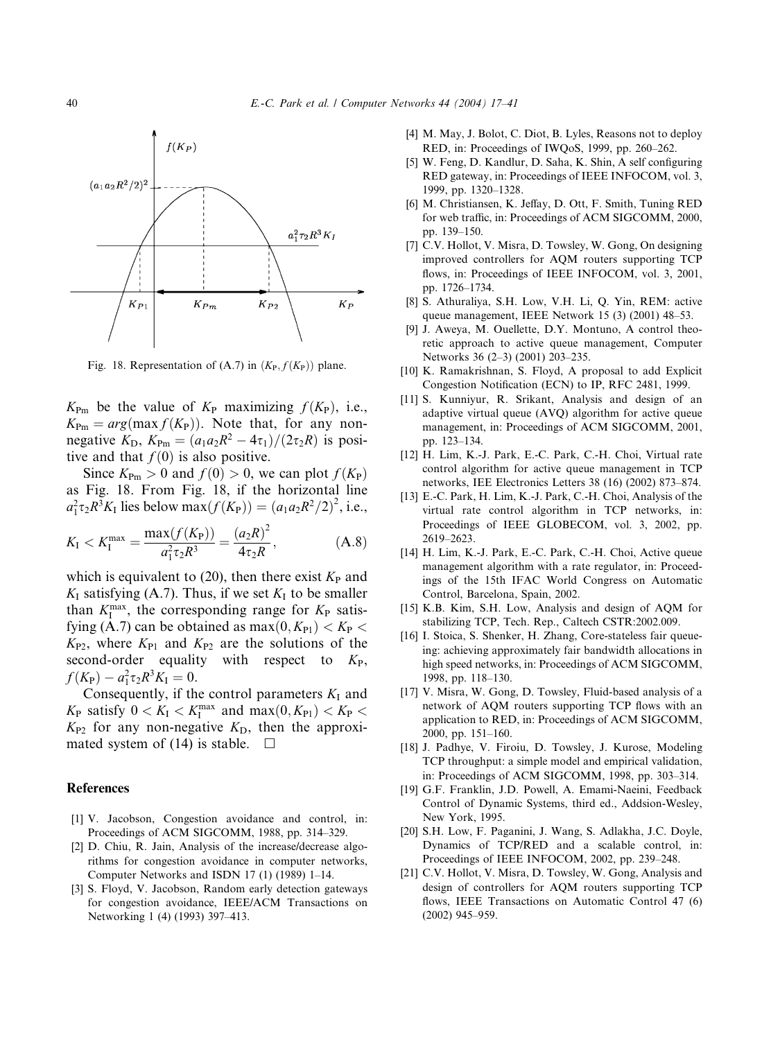Fig. 18. Representation of (A.7) in $(K_P, f(K_P))$ plane.

$K_{Pm}$ be the value of $K_P$ maximizing $f(K_P)$, i.e., $K_{Pm} = arg(\max f(K_P))$. Note that, for any non-negative $K_D$, $K_{Pm} = (a_1 a_2 R^2 - 4\tau_1)/(2\tau_2 R)$ is positive and that $f(0)$ is also positive.

Since $K_{Pm} > 0$ and $f(0) > 0$, we can plot $f(K_P)$ as Fig. 18. From Fig. 18, if the horizontal line $a_1^2 \tau_2 R^3 K_I$ lies below $\max(f(K_P)) = (a_1 a_2 R^2/2)^2$, i.e.,

$$K_I < K_I^{max} = \frac{\max(f(K_P))}{a_1^2 \tau_2 R^3} = \frac{(a_2 R)^2}{4\tau_2 R}, \tag{A.8}$$

which is equivalent to (20), then there exist $K_P$ and $K_I$ satisfying (A.7). Thus, if we set $K_I$ to be smaller than $K_I^{max}$, the corresponding range for $K_P$ satisfying (A.7) can be obtained as $\max(0, K_{P1}) < K_P < K_{P2}$, where $K_{P1}$ and $K_{P2}$ are the solutions of the second-order equality with respect to $K_P$, $f(K_P) - a_1^2 \tau_2 R^3 K_I = 0$.

Consequently, if the control parameters $K_I$ and $K_P$ satisfy $0 < K_I < K_I^{max}$ and $\max(0, K_{P1}) < K_P < K_{P2}$ for any non-negative $K_D$, then the approximated system of (14) is stable. □

## References

[1] V. Jacobson, Congestion avoidance and control, in: Proceedings of ACM SIGCOMM, 1988, pp. 314–329.

[2] D. Chiu, R. Jain, Analysis of the increase/decrease algorithms for congestion avoidance in computer networks, Computer Networks and ISDN 17 (1) (1989) 1–14.

[3] S. Floyd, V. Jacobson, Random early detection gateways for congestion avoidance, IEEE/ACM Transactions on Networking 1 (4) (1993) 397–413.

[4] M. May, J. Bolot, C. Diot, B. Lyles, Reasons not to deploy RED, in: Proceedings of IWQoS, 1999, pp. 260–262.

[5] W. Feng, D. Kandlur, D. Saha, K. Shin, A self configuring RED gateway, in: Proceedings of IEEE INFOCOM, vol. 3, 1999, pp. 1320–1328.

[6] M. Christiansen, K. Jeffay, D. Ott, F. Smith, Tuning RED for web traffic, in: Proceedings of ACM SIGCOMM, 2000, pp. 139–150.

[7] C.V. Hollot, V. Misra, D. Towsley, W. Gong, On designing improved controllers for AQM routers supporting TCP flows, in: Proceedings of IEEE INFOCOM, vol. 3, 2001, pp. 1726–1734.

[8] S. Athuraliya, S.H. Low, V.H. Li, Q. Yin, REM: active queue management, IEEE Network 15 (3) (2001) 48–53.

[9] J. Aweya, M. Ouellette, D.Y. Montuno, A control theoretic approach to active queue management, Computer Networks 36 (2–3) (2001) 203–235.

[10] K. Ramakrishnan, S. Floyd, A proposal to add Explicit Congestion Notification (ECN) to IP, RFC 2481, 1999.

[11] S. Kunniyur, R. Srikant, Analysis and design of an adaptive virtual queue (AVQ) algorithm for active queue management, in: Proceedings of ACM SIGCOMM, 2001, pp. 123–134.

[12] H. Lim, K.-J. Park, E.-C. Park, C.-H. Choi, Virtual rate control algorithm for active queue management in TCP networks, IEE Electronics Letters 38 (16) (2002) 873–874.

[13] E.-C. Park, H. Lim, K.-J. Park, C.-H. Choi, Analysis of the virtual rate control algorithm in TCP networks, in: Proceedings of IEEE GLOBECOM, vol. 3, 2002, pp. 2619–2623.

[14] H. Lim, K.-J. Park, E.-C. Park, C.-H. Choi, Active queue management algorithm with a rate regulator, in: Proceedings of the 15th IFAC World Congress on Automatic Control, Barcelona, Spain, 2002.

[15] K.B. Kim, S.H. Low, Analysis and design of AQM for stabilizing TCP, Tech. Rep., Caltech CSTR:2002.009.

[16] I. Stoica, S. Shenker, H. Zhang, Core-stateless fair queueing: achieving approximately fair bandwidth allocations in high speed networks, in: Proceedings of ACM SIGCOMM, 1998, pp. 118–130.

[17] V. Misra, W. Gong, D. Towsley, Fluid-based analysis of a network of AQM routers supporting TCP flows with an application to RED, in: Proceedings of ACM SIGCOMM, 2000, pp. 151–160.

[18] J. Padhye, V. Firoiu, D. Towsley, J. Kurose, Modeling TCP throughput: a simple model and empirical validation, in: Proceedings of ACM SIGCOMM, 1998, pp. 303–314.

[19] G.F. Franklin, J.D. Powell, A. Emami-Naeini, Feedback Control of Dynamic Systems, third ed., Addsion-Wesley, New York, 1995.

[20] S.H. Low, F. Paganini, J. Wang, S. Adlakha, J.C. Doyle, Dynamics of TCP/RED and a scalable control, in: Proceedings of IEEE INFOCOM, 2002, pp. 239–248.

[21] C.V. Hollot, V. Misra, D. Towsley, W. Gong, Analysis and design of controllers for AQM routers supporting TCP flows, IEEE Transactions on Automatic Control 47 (6) (2002) 945–959.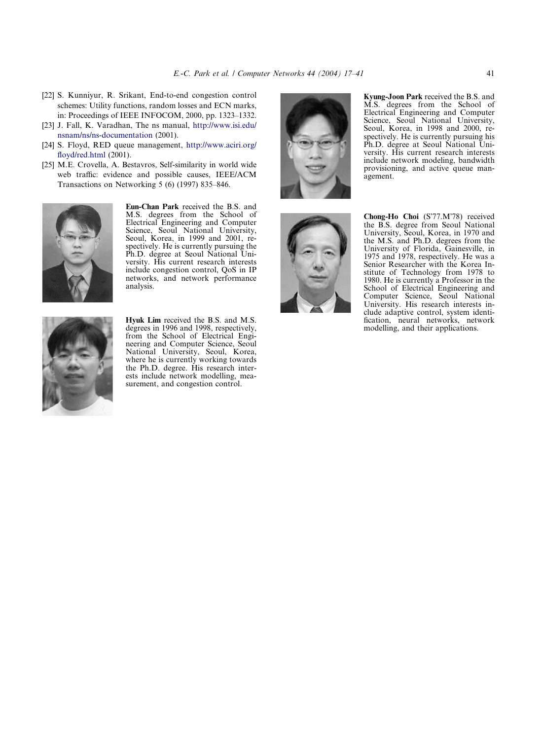[22] S. Kunniyur, R. Srikant, End-to-end congestion control schemes: Utility functions, random losses and ECN marks, in: Proceedings of IEEE INFOCOM, 2000, pp. 1323–1332.

[23] J. Fall, K. Varadhan, The ns manual, http://www.isi.edu/nsnam/ns/ns-documentation (2001).

[24] S. Floyd, RED queue management, http://www.aciri.org/floyd/red.html (2001).

[25] M.E. Crovella, A. Bestavros, Self-similarity in world wide web traffic: evidence and possible causes, IEEE/ACM Transactions on Networking 5 (6) (1997) 835–846.

**Eun-Chan Park** received the B.S. and M.S. degrees from the School of Electrical Engineering and Computer Science, Seoul National University, Seoul, Korea, in 1999 and 2001, respectively. He is currently pursuing the Ph.D. degree at Seoul National University. His current research interests include congestion control, QoS in IP networks, and network performance analysis.

**Hyuk Lim** received the B.S. and M.S. degrees in 1996 and 1998, respectively, from the School of Electrical Engineering and Computer Science, Seoul National University, Seoul, Korea, where he is currently working towards the Ph.D. degree. His research interests include network modelling, measurement, and congestion control.

**Kyung-Joon Park** received the B.S. and M.S. degrees from the School of Electrical Engineering and Computer Science, Seoul National University, Seoul, Korea, in 1998 and 2000, respectively. He is currently pursuing his Ph.D. degree at Seoul National University. His current research interests include network modeling, bandwidth provisioning, and active queue management.

**Chong-Ho Choi** (S'77.M'78) received the B.S. degree from Seoul National University, Seoul, Korea, in 1970 and the M.S. and Ph.D. degrees from the University of Florida, Gainesville, in 1975 and 1978, respectively. He was a Senior Researcher with the Korea Institute of Technology from 1978 to 1980. He is currently a Professor in the School of Electrical Engineering and Computer Science, Seoul National University. His research interests include adaptive control, system identification, neural networks, network modelling, and their applications.